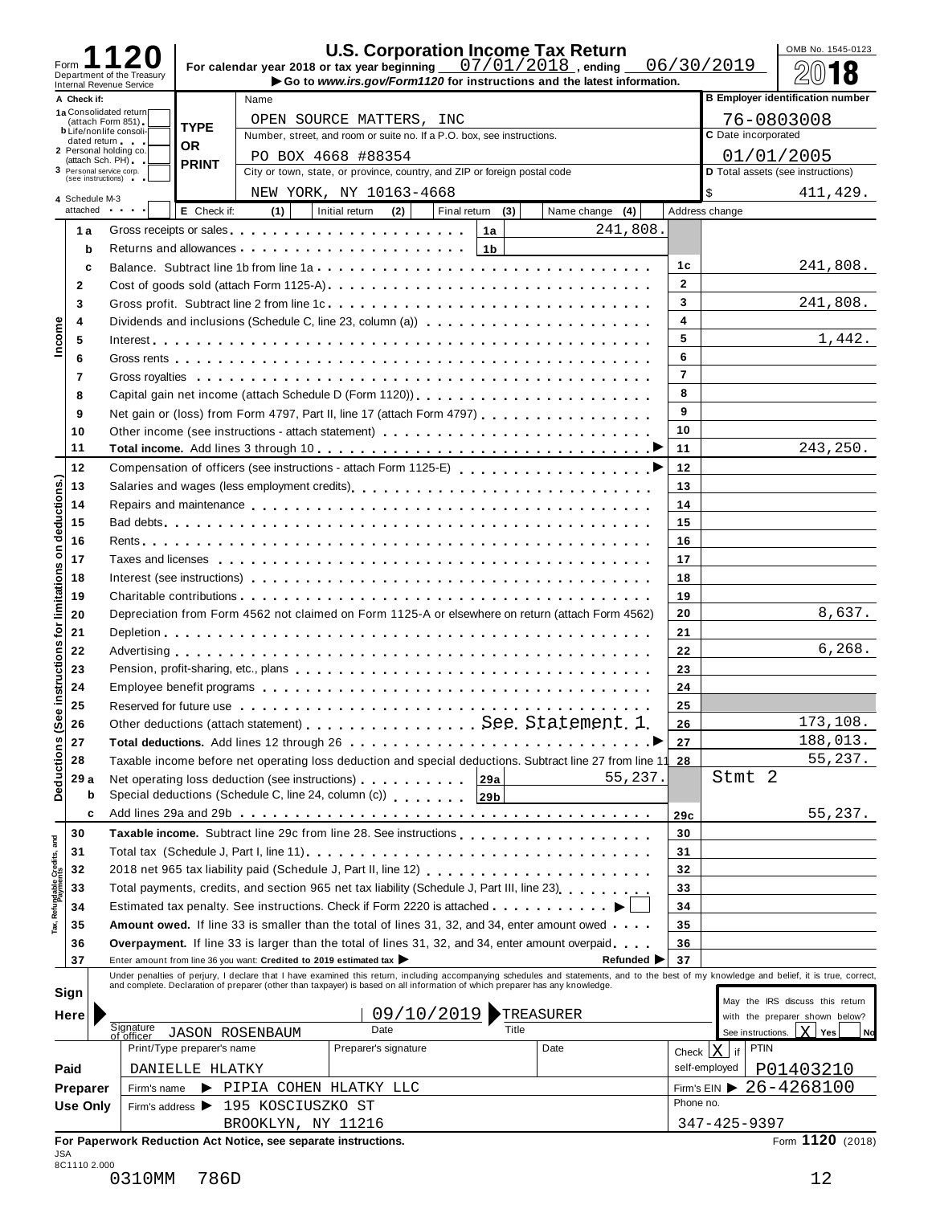# Form 1120 — U.S. Corporation Income Tax Return

Department of the Treasury
Internal Revenue Service

For calendar year 2018 or tax year beginning 07/01/2018, ending 06/30/2019

▶ Go to *www.irs.gov/Form1120* for instructions and the latest information.

OMB No. 1545-0123

**2018**

**A Check if:**
- 1a Consolidated return (attach Form 851)
- b Life/nonlife consolidated return
- 2 Personal holding co. (attach Sch. PH)
- 3 Personal service corp. (see instructions)
- 4 Schedule M-3 attached

**TYPE OR PRINT**

Name: OPEN SOURCE MATTERS, INC

Number, street, and room or suite no. If a P.O. box, see instructions.: PO BOX 4668 #88354

City or town, state, or province, country, and ZIP or foreign postal code: NEW YORK, NY 10163-4668

**B** Employer identification number: 76-0803008

**C** Date incorporated: 01/01/2005

**D** Total assets (see instructions): $ 411,429.

**E** Check if: (1) Initial return (2) Final return (3) Name change (4) Address change

## Income

| Line | Description | | | Line | Amount |
|---|---|---|---|---|---|
| 1a | Gross receipts or sales | 1a | 241,808. | | |
| b | Returns and allowances | 1b | | | |
| c | Balance. Subtract line 1b from line 1a | | | 1c | 241,808. |
| 2 | Cost of goods sold (attach Form 1125-A) | | | 2 | |
| 3 | Gross profit. Subtract line 2 from line 1c | | | 3 | 241,808. |
| 4 | Dividends and inclusions (Schedule C, line 23, column (a)) | | | 4 | |
| 5 | Interest | | | 5 | 1,442. |
| 6 | Gross rents | | | 6 | |
| 7 | Gross royalties | | | 7 | |
| 8 | Capital gain net income (attach Schedule D (Form 1120)) | | | 8 | |
| 9 | Net gain or (loss) from Form 4797, Part II, line 17 (attach Form 4797) | | | 9 | |
| 10 | Other income (see instructions - attach statement) | | | 10 | |
| 11 | **Total income.** Add lines 3 through 10 | | | 11 | 243,250. |

## Deductions (See instructions for limitations on deductions.)

| Line | Description | | | Line | Amount |
|---|---|---|---|---|---|
| 12 | Compensation of officers (see instructions - attach Form 1125-E) | | | 12 | |
| 13 | Salaries and wages (less employment credits) | | | 13 | |
| 14 | Repairs and maintenance | | | 14 | |
| 15 | Bad debts | | | 15 | |
| 16 | Rents | | | 16 | |
| 17 | Taxes and licenses | | | 17 | |
| 18 | Interest (see instructions) | | | 18 | |
| 19 | Charitable contributions | | | 19 | |
| 20 | Depreciation from Form 4562 not claimed on Form 1125-A or elsewhere on return (attach Form 4562) | | | 20 | 8,637. |
| 21 | Depletion | | | 21 | |
| 22 | Advertising | | | 22 | 6,268. |
| 23 | Pension, profit-sharing, etc., plans | | | 23 | |
| 24 | Employee benefit programs | | | 24 | |
| 25 | Reserved for future use | | | 25 | |
| 26 | Other deductions (attach statement) See Statement 1 | | | 26 | 173,108. |
| 27 | **Total deductions.** Add lines 12 through 26 | | | 27 | 188,013. |
| 28 | Taxable income before net operating loss deduction and special deductions. Subtract line 27 from line 11 | | | 28 | 55,237. |
| 29a | Net operating loss deduction (see instructions) | 29a | 55,237. | | Stmt 2 |
| b | Special deductions (Schedule C, line 24, column (c)) | 29b | | | |
| c | Add lines 29a and 29b | | | 29c | 55,237. |

## Tax, Refundable Credits, and Payments

| Line | Description | Line | Amount |
|---|---|---|---|
| 30 | **Taxable income.** Subtract line 29c from line 28. See instructions | 30 | |
| 31 | Total tax (Schedule J, Part I, line 11) | 31 | |
| 32 | 2018 net 965 tax liability paid (Schedule J, Part II, line 12) | 32 | |
| 33 | Total payments, credits, and section 965 net tax liability (Schedule J, Part III, line 23) | 33 | |
| 34 | Estimated tax penalty. See instructions. Check if Form 2220 is attached ▶ ☐ | 34 | |
| 35 | **Amount owed.** If line 33 is smaller than the total of lines 31, 32, and 34, enter amount owed | 35 | |
| 36 | **Overpayment.** If line 33 is larger than the total of lines 31, 32, and 34, enter amount overpaid | 36 | |
| 37 | Enter amount from line 36 you want: **Credited to 2019 estimated tax** ▶ **Refunded** ▶ | 37 | |

## Sign Here

Under penalties of perjury, I declare that I have examined this return, including accompanying schedules and statements, and to the best of my knowledge and belief, it is true, correct, and complete. Declaration of preparer (other than taxpayer) is based on all information of which preparer has any knowledge.

Signature of officer: JASON ROSENBAUM — Date: 09/10/2019 — Title: TREASURER

May the IRS discuss this return with the preparer shown below? See instructions. [X] Yes [ ] No

## Paid Preparer Use Only

| Print/Type preparer's name | Preparer's signature | Date | Check if self-employed | PTIN |
|---|---|---|---|---|
| DANIELLE HLATKY | | | X | P01403210 |

Firm's name ▶ PIPIA COHEN HLATKY LLC — Firm's EIN ▶ 26-4268100

Firm's address ▶ 195 KOSCIUSZKO ST, BROOKLYN, NY 11216 — Phone no. 347-425-9397

**For Paperwork Reduction Act Notice, see separate instructions.** Form **1120** (2018)

JSA 8C1110 2.000

0310MM 786D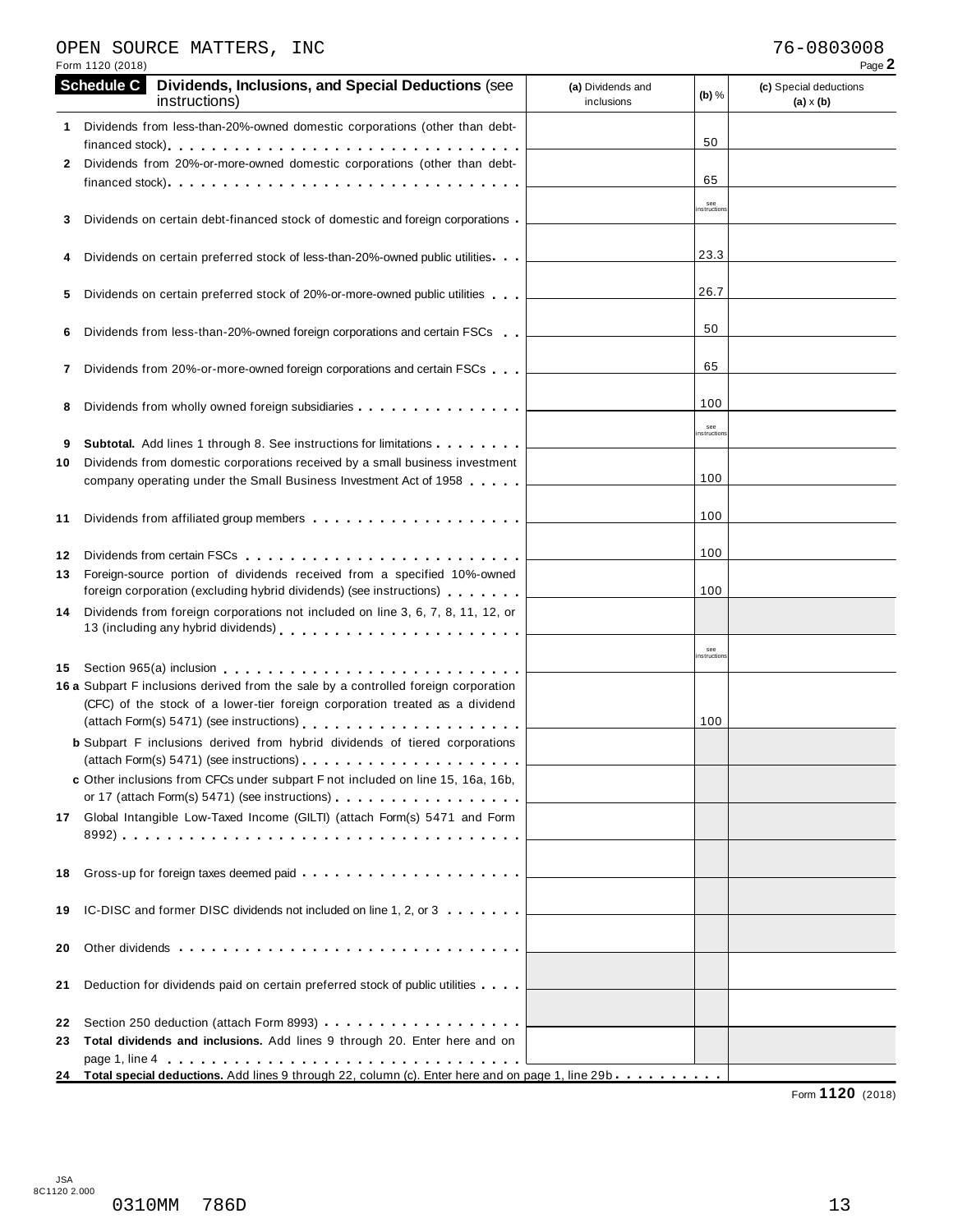OPEN SOURCE MATTERS, INC — 76-0803008

Form 1120 (2018)

## Schedule C — Dividends, Inclusions, and Special Deductions (see instructions)

| | | (a) Dividends and inclusions | (b) % | (c) Special deductions (a) x (b) |
|---|---|---|---|---|
| 1 | Dividends from less-than-20%-owned domestic corporations (other than debt-financed stock) | | 50 | |
| 2 | Dividends from 20%-or-more-owned domestic corporations (other than debt-financed stock) | | 65 | |
| 3 | Dividends on certain debt-financed stock of domestic and foreign corporations | | see instructions | |
| 4 | Dividends on certain preferred stock of less-than-20%-owned public utilities | | 23.3 | |
| 5 | Dividends on certain preferred stock of 20%-or-more-owned public utilities | | 26.7 | |
| 6 | Dividends from less-than-20%-owned foreign corporations and certain FSCs | | 50 | |
| 7 | Dividends from 20%-or-more-owned foreign corporations and certain FSCs | | 65 | |
| 8 | Dividends from wholly owned foreign subsidiaries | | 100 | |
| 9 | **Subtotal.** Add lines 1 through 8. See instructions for limitations | | see instructions | |
| 10 | Dividends from domestic corporations received by a small business investment company operating under the Small Business Investment Act of 1958 | | 100 | |
| 11 | Dividends from affiliated group members | | 100 | |
| 12 | Dividends from certain FSCs | | 100 | |
| 13 | Foreign-source portion of dividends received from a specified 10%-owned foreign corporation (excluding hybrid dividends) (see instructions) | | 100 | |
| 14 | Dividends from foreign corporations not included on line 3, 6, 7, 8, 11, 12, or 13 (including any hybrid dividends) | | | |
| 15 | Section 965(a) inclusion | | see instructions | |
| 16a | Subpart F inclusions derived from the sale by a controlled foreign corporation (CFC) of the stock of a lower-tier foreign corporation treated as a dividend (attach Form(s) 5471) (see instructions) | | 100 | |
| b | Subpart F inclusions derived from hybrid dividends of tiered corporations (attach Form(s) 5471) (see instructions) | | | |
| c | Other inclusions from CFCs under subpart F not included on line 15, 16a, 16b, or 17 (attach Form(s) 5471) (see instructions) | | | |
| 17 | Global Intangible Low-Taxed Income (GILTI) (attach Form(s) 5471 and Form 8992) | | | |
| 18 | Gross-up for foreign taxes deemed paid | | | |
| 19 | IC-DISC and former DISC dividends not included on line 1, 2, or 3 | | | |
| 20 | Other dividends | | | |
| 21 | Deduction for dividends paid on certain preferred stock of public utilities | | | |
| 22 | Section 250 deduction (attach Form 8993) | | | |
| 23 | **Total dividends and inclusions.** Add lines 9 through 20. Enter here and on page 1, line 4 | | | |
| 24 | **Total special deductions.** Add lines 9 through 22, column (c). Enter here and on page 1, line 29b | | | |

Form **1120** (2018)

JSA 8C1120 2.000

0310MM 786D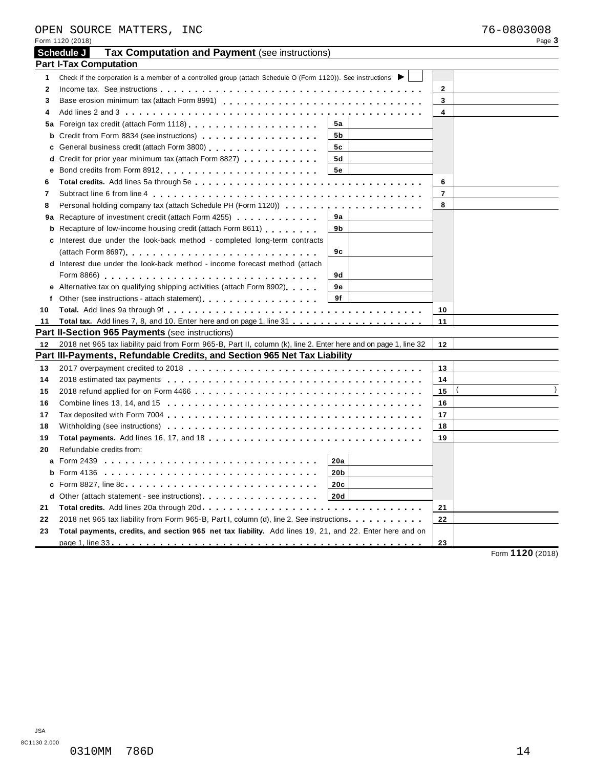OPEN SOURCE MATTERS, INC 76-0803008

Form 1120 (2018)

## Schedule J Tax Computation and Payment (see instructions)

### Part I-Tax Computation

| Line | Description | | | Line | Amount |
|---|---|---|---|---|---|
| 1 | Check if the corporation is a member of a controlled group (attach Schedule O (Form 1120)). See instructions ▶ | | | | |
| 2 | Income tax. See instructions | | | 2 | |
| 3 | Base erosion minimum tax (attach Form 8991) | | | 3 | |
| 4 | Add lines 2 and 3 | | | 4 | |
| 5a | Foreign tax credit (attach Form 1118) | 5a | | | |
| b | Credit from Form 8834 (see instructions) | 5b | | | |
| c | General business credit (attach Form 3800) | 5c | | | |
| d | Credit for prior year minimum tax (attach Form 8827) | 5d | | | |
| e | Bond credits from Form 8912 | 5e | | | |
| 6 | **Total credits.** Add lines 5a through 5e | | | 6 | |
| 7 | Subtract line 6 from line 4 | | | 7 | |
| 8 | Personal holding company tax (attach Schedule PH (Form 1120)) | | | 8 | |
| 9a | Recapture of investment credit (attach Form 4255) | 9a | | | |
| b | Recapture of low-income housing credit (attach Form 8611) | 9b | | | |
| c | Interest due under the look-back method - completed long-term contracts (attach Form 8697) | 9c | | | |
| d | Interest due under the look-back method - income forecast method (attach Form 8866) | 9d | | | |
| e | Alternative tax on qualifying shipping activities (attach Form 8902) | 9e | | | |
| f | Other (see instructions - attach statement) | 9f | | | |
| 10 | **Total.** Add lines 9a through 9f | | | 10 | |
| 11 | **Total tax.** Add lines 7, 8, and 10. Enter here and on page 1, line 31 | | | 11 | |

### Part II-Section 965 Payments (see instructions)

| Line | Description | Line | Amount |
|---|---|---|---|
| 12 | 2018 net 965 tax liability paid from Form 965-B, Part II, column (k), line 2. Enter here and on page 1, line 32 | 12 | |

### Part III-Payments, Refundable Credits, and Section 965 Net Tax Liability

| Line | Description | | | Line | Amount |
|---|---|---|---|---|---|
| 13 | 2017 overpayment credited to 2018 | | | 13 | |
| 14 | 2018 estimated tax payments | | | 14 | |
| 15 | 2018 refund applied for on Form 4466 | | | 15 | ( ) |
| 16 | Combine lines 13, 14, and 15 | | | 16 | |
| 17 | Tax deposited with Form 7004 | | | 17 | |
| 18 | Withholding (see instructions) | | | 18 | |
| 19 | **Total payments.** Add lines 16, 17, and 18 | | | 19 | |
| 20 | Refundable credits from: | | | | |
| a | Form 2439 | 20a | | | |
| b | Form 4136 | 20b | | | |
| c | Form 8827, line 8c | 20c | | | |
| d | Other (attach statement - see instructions) | 20d | | | |
| 21 | **Total credits.** Add lines 20a through 20d | | | 21 | |
| 22 | 2018 net 965 tax liability from Form 965-B, Part I, column (d), line 2. See instructions | | | 22 | |
| 23 | **Total payments, credits, and section 965 net tax liability.** Add lines 19, 21, and 22. Enter here and on page 1, line 33 | | | 23 | |

Form **1120** (2018)

JSA
8C1130 2.000

0310MM 786D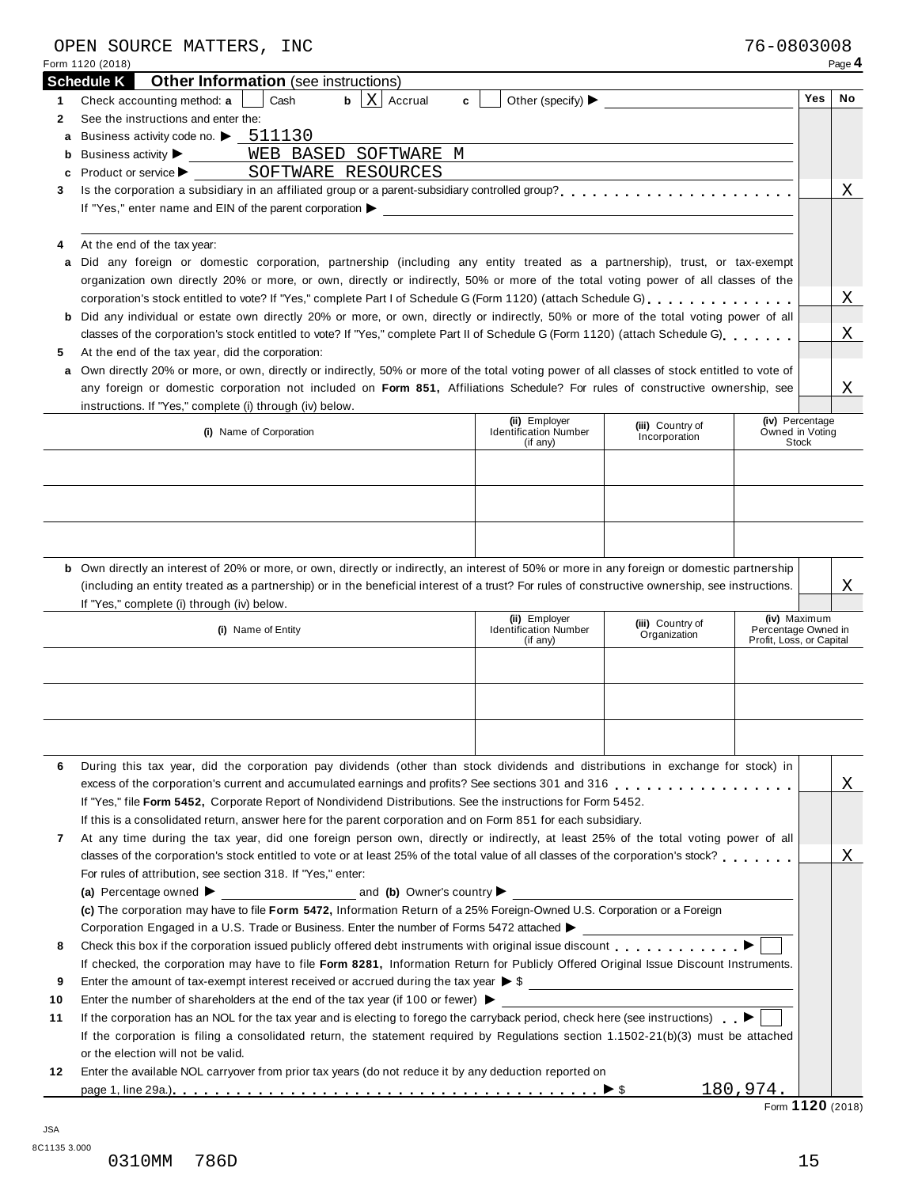OPEN SOURCE MATTERS, INC 76-0803008

Form 1120 (2018)

## Schedule K — Other Information (see instructions)

| | | Yes | No |
|---|---|---|---|
| **1** | Check accounting method: **a** ☐ Cash **b** ☒ Accrual **c** ☐ Other (specify) ▶ | | |
| **2** | See the instructions and enter the: | | |
| **a** | Business activity code no. ▶ 511130 | | |
| **b** | Business activity ▶ WEB BASED SOFTWARE M | | |
| **c** | Product or service ▶ SOFTWARE RESOURCES | | |
| **3** | Is the corporation a subsidiary in an affiliated group or a parent-subsidiary controlled group? If "Yes," enter name and EIN of the parent corporation ▶ | | X |
| **4** | At the end of the tax year: | | |
| **a** | Did any foreign or domestic corporation, partnership (including any entity treated as a partnership), trust, or tax-exempt organization own directly 20% or more, or own, directly or indirectly, 50% or more of the total voting power of all classes of the corporation's stock entitled to vote? If "Yes," complete Part I of Schedule G (Form 1120) (attach Schedule G) | | X |
| **b** | Did any individual or estate own directly 20% or more, or own, directly or indirectly, 50% or more of the total voting power of all classes of the corporation's stock entitled to vote? If "Yes," complete Part II of Schedule G (Form 1120) (attach Schedule G) | | X |
| **5** | At the end of the tax year, did the corporation: | | |
| **a** | Own directly 20% or more, or own, directly or indirectly, 50% or more of the total voting power of all classes of stock entitled to vote of any foreign or domestic corporation not included on **Form 851,** Affiliations Schedule? For rules of constructive ownership, see instructions. If "Yes," complete (i) through (iv) below. | | X |

| (i) Name of Corporation | (ii) Employer Identification Number (if any) | (iii) Country of Incorporation | (iv) Percentage Owned in Voting Stock |
|---|---|---|---|
| | | | |
| | | | |
| | | | |

| | | Yes | No |
|---|---|---|---|
| **b** | Own directly an interest of 20% or more, or own, directly or indirectly, an interest of 50% or more in any foreign or domestic partnership (including an entity treated as a partnership) or in the beneficial interest of a trust? For rules of constructive ownership, see instructions. If "Yes," complete (i) through (iv) below. | | X |

| (i) Name of Entity | (ii) Employer Identification Number (if any) | (iii) Country of Organization | (iv) Maximum Percentage Owned in Profit, Loss, or Capital |
|---|---|---|---|
| | | | |
| | | | |
| | | | |

| | | Yes | No |
|---|---|---|---|
| **6** | During this tax year, did the corporation pay dividends (other than stock dividends and distributions in exchange for stock) in excess of the corporation's current and accumulated earnings and profits? See sections 301 and 316. If "Yes," file **Form 5452,** Corporate Report of Nondividend Distributions. See the instructions for Form 5452. If this is a consolidated return, answer here for the parent corporation and on Form 851 for each subsidiary. | | X |
| **7** | At any time during the tax year, did one foreign person own, directly or indirectly, at least 25% of the total voting power of all classes of the corporation's stock entitled to vote or at least 25% of the total value of all classes of the corporation's stock? For rules of attribution, see section 318. If "Yes," enter: (a) Percentage owned ▶ and (b) Owner's country ▶ (c) The corporation may have to file **Form 5472,** Information Return of a 25% Foreign-Owned U.S. Corporation or a Foreign Corporation Engaged in a U.S. Trade or Business. Enter the number of Forms 5472 attached ▶ | | X |
| **8** | Check this box if the corporation issued publicly offered debt instruments with original issue discount ▶ ☐ If checked, the corporation may have to file **Form 8281,** Information Return for Publicly Offered Original Issue Discount Instruments. | | |
| **9** | Enter the amount of tax-exempt interest received or accrued during the tax year ▶ $ | | |
| **10** | Enter the number of shareholders at the end of the tax year (if 100 or fewer) ▶ | | |
| **11** | If the corporation has an NOL for the tax year and is electing to forego the carryback period, check here (see instructions) ▶ ☐ If the corporation is filing a consolidated return, the statement required by Regulations section 1.1502-21(b)(3) must be attached or the election will not be valid. | | |
| **12** | Enter the available NOL carryover from prior tax years (do not reduce it by any deduction reported on page 1, line 29a.) ▶ $ 180,974. | | |

Form **1120** (2018)

JSA
8C1135 3.000

0310MM 786D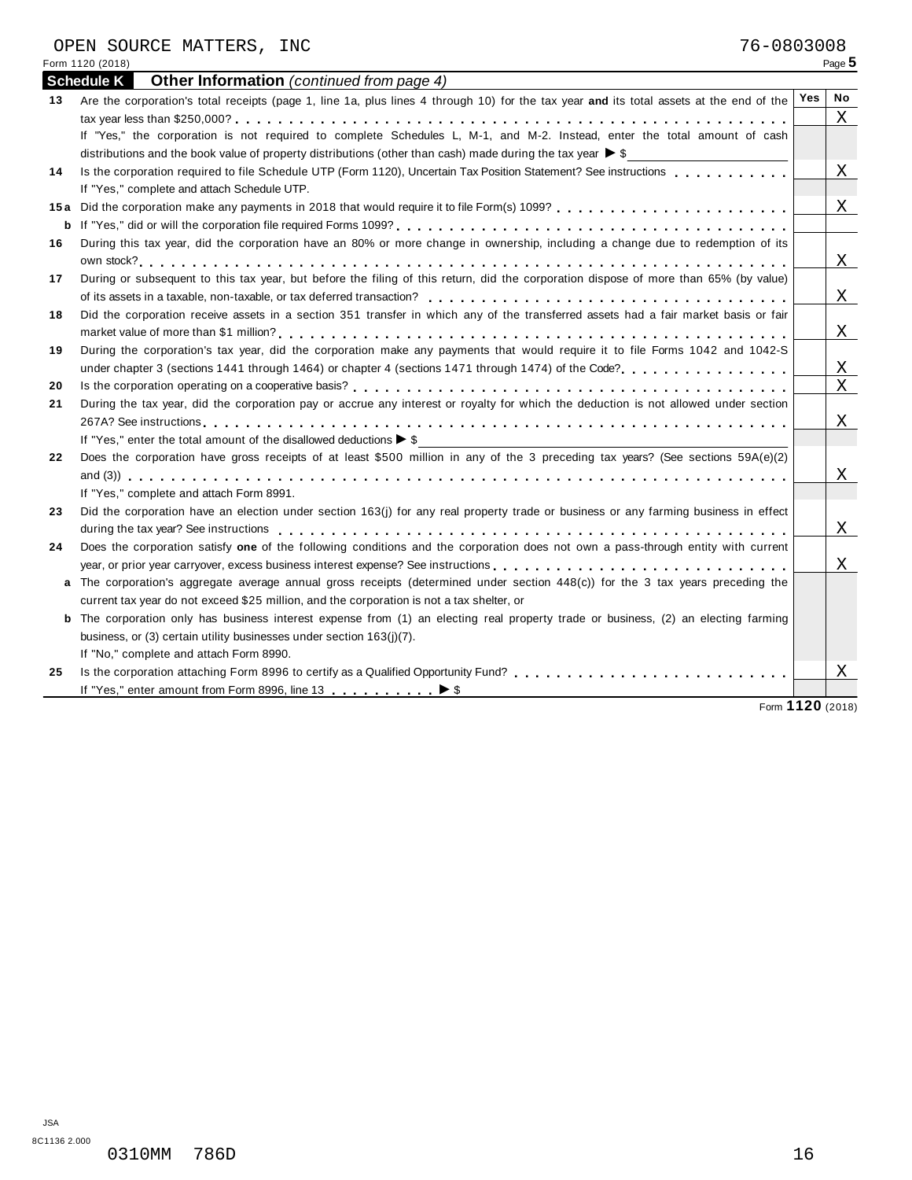OPEN SOURCE MATTERS, INC 76-0803008

Form 1120 (2018) Page **5**

**Schedule K** **Other Information** *(continued from page 4)*

| | | Yes | No |
|---|---|---|---|
| **13** | Are the corporation's total receipts (page 1, line 1a, plus lines 4 through 10) for the tax year **and** its total assets at the end of the tax year less than $250,000? | | X |
| | If "Yes," the corporation is not required to complete Schedules L, M-1, and M-2. Instead, enter the total amount of cash distributions and the book value of property distributions (other than cash) made during the tax year ▶ $ | | |
| **14** | Is the corporation required to file Schedule UTP (Form 1120), Uncertain Tax Position Statement? See instructions | | X |
| | If "Yes," complete and attach Schedule UTP. | | |
| **15a** | Did the corporation make any payments in 2018 that would require it to file Form(s) 1099? | | X |
| **b** | If "Yes," did or will the corporation file required Forms 1099? | | |
| **16** | During this tax year, did the corporation have an 80% or more change in ownership, including a change due to redemption of its own stock? | | X |
| **17** | During or subsequent to this tax year, but before the filing of this return, did the corporation dispose of more than 65% (by value) of its assets in a taxable, non-taxable, or tax deferred transaction? | | X |
| **18** | Did the corporation receive assets in a section 351 transfer in which any of the transferred assets had a fair market basis or fair market value of more than $1 million? | | X |
| **19** | During the corporation's tax year, did the corporation make any payments that would require it to file Forms 1042 and 1042-S under chapter 3 (sections 1441 through 1464) or chapter 4 (sections 1471 through 1474) of the Code? | | X |
| **20** | Is the corporation operating on a cooperative basis? | | X |
| **21** | During the tax year, did the corporation pay or accrue any interest or royalty for which the deduction is not allowed under section 267A? See instructions | | X |
| | If "Yes," enter the total amount of the disallowed deductions ▶ $ | | |
| **22** | Does the corporation have gross receipts of at least $500 million in any of the 3 preceding tax years? (See sections 59A(e)(2) and (3)) | | X |
| | If "Yes," complete and attach Form 8991. | | |
| **23** | Did the corporation have an election under section 163(j) for any real property trade or business or any farming business in effect during the tax year? See instructions | | X |
| **24** | Does the corporation satisfy **one** of the following conditions and the corporation does not own a pass-through entity with current year, or prior year carryover, excess business interest expense? See instructions | | X |
| **a** | The corporation's aggregate average annual gross receipts (determined under section 448(c)) for the 3 tax years preceding the current tax year do not exceed $25 million, and the corporation is not a tax shelter, or | | |
| **b** | The corporation only has business interest expense from (1) an electing real property trade or business, (2) an electing farming business, or (3) certain utility businesses under section 163(j)(7). | | |
| | If "No," complete and attach Form 8990. | | |
| **25** | Is the corporation attaching Form 8996 to certify as a Qualified Opportunity Fund? | | X |
| | If "Yes," enter amount from Form 8996, line 13 ▶ $ | | |

Form **1120** (2018)

JSA
8C1136 2.000

0310MM 786D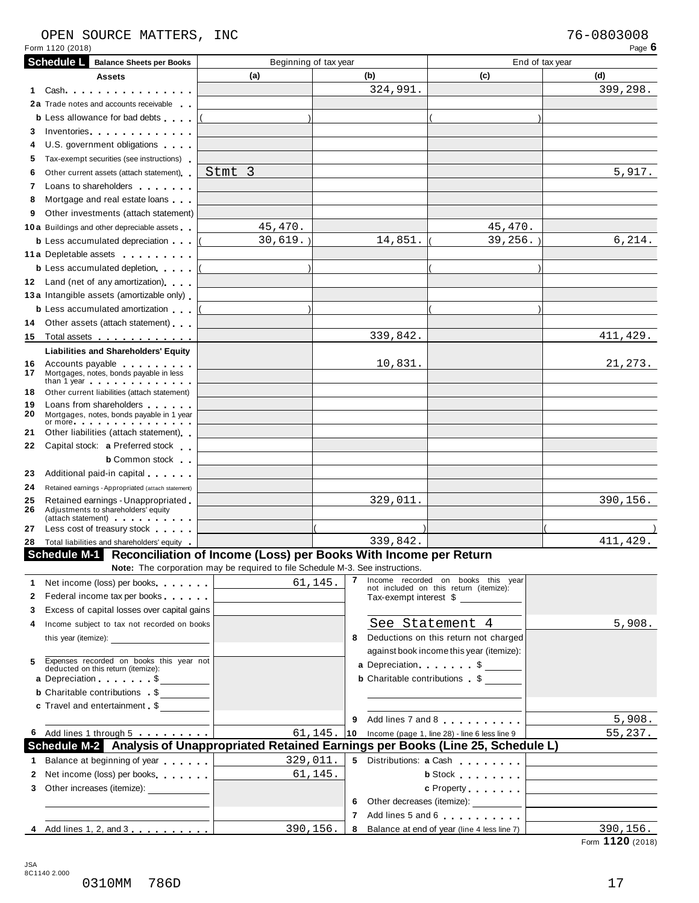OPEN SOURCE MATTERS, INC 76-0803008

Form 1120 (2018) Page **6**

## Schedule L Balance Sheets per Books

| Assets | Beginning of tax year (a) | (b) | End of tax year (c) | (d) |
|---|---|---|---|---|
| 1 Cash | | 324,991. | | 399,298. |
| 2a Trade notes and accounts receivable | | | | |
| b Less allowance for bad debts | ( ) | | ( ) | |
| 3 Inventories | | | | |
| 4 U.S. government obligations | | | | |
| 5 Tax-exempt securities (see instructions) | | | | |
| 6 Other current assets (attach statement) | Stmt 3 | | | 5,917. |
| 7 Loans to shareholders | | | | |
| 8 Mortgage and real estate loans | | | | |
| 9 Other investments (attach statement) | | | | |
| 10a Buildings and other depreciable assets | 45,470. | | 45,470. | |
| b Less accumulated depreciation | ( 30,619. ) | 14,851. | ( 39,256. ) | 6,214. |
| 11a Depletable assets | | | | |
| b Less accumulated depletion | ( ) | | ( ) | |
| 12 Land (net of any amortization) | | | | |
| 13a Intangible assets (amortizable only) | | | | |
| b Less accumulated amortization | ( ) | | ( ) | |
| 14 Other assets (attach statement) | | | | |
| 15 Total assets | | 339,842. | | 411,429. |
| **Liabilities and Shareholders' Equity** | | | | |
| 16 Accounts payable | | 10,831. | | 21,273. |
| 17 Mortgages, notes, bonds payable in less than 1 year | | | | |
| 18 Other current liabilities (attach statement) | | | | |
| 19 Loans from shareholders | | | | |
| 20 Mortgages, notes, bonds payable in 1 year or more | | | | |
| 21 Other liabilities (attach statement) | | | | |
| 22 Capital stock: a Preferred stock | | | | |
| b Common stock | | | | |
| 23 Additional paid-in capital | | | | |
| 24 Retained earnings - Appropriated (attach statement) | | | | |
| 25 Retained earnings - Unappropriated | | 329,011. | | 390,156. |
| 26 Adjustments to shareholders' equity (attach statement) | | | | |
| 27 Less cost of treasury stock | | ( ) | | ( ) |
| 28 Total liabilities and shareholders' equity | | 339,842. | | 411,429. |

## Schedule M-1 Reconciliation of Income (Loss) per Books With Income per Return

**Note:** The corporation may be required to file Schedule M-3. See instructions.

| | | | |
|---|---|---|---|
| 1 Net income (loss) per books | 61,145. | 7 Income recorded on books this year not included on this return (itemize): Tax-exempt interest $ | |
| 2 Federal income tax per books | | | |
| 3 Excess of capital losses over capital gains | | | |
| 4 Income subject to tax not recorded on books this year (itemize): | | See Statement 4 | 5,908. |
| 5 Expenses recorded on books this year not deducted on this return (itemize): | | 8 Deductions on this return not charged against book income this year (itemize): | |
| a Depreciation $ | | a Depreciation $ | |
| b Charitable contributions $ | | b Charitable contributions $ | |
| c Travel and entertainment $ | | | |
| | | 9 Add lines 7 and 8 | 5,908. |
| 6 Add lines 1 through 5 | 61,145. | 10 Income (page 1, line 28) - line 6 less line 9 | 55,237. |

## Schedule M-2 Analysis of Unappropriated Retained Earnings per Books (Line 25, Schedule L)

| | | | |
|---|---|---|---|
| 1 Balance at beginning of year | 329,011. | 5 Distributions: a Cash | |
| 2 Net income (loss) per books | 61,145. | b Stock | |
| 3 Other increases (itemize): | | c Property | |
| | | 6 Other decreases (itemize): | |
| | | 7 Add lines 5 and 6 | |
| 4 Add lines 1, 2, and 3 | 390,156. | 8 Balance at end of year (line 4 less line 7) | 390,156. |

Form **1120** (2018)

JSA 8C1140 2.000

0310MM 786D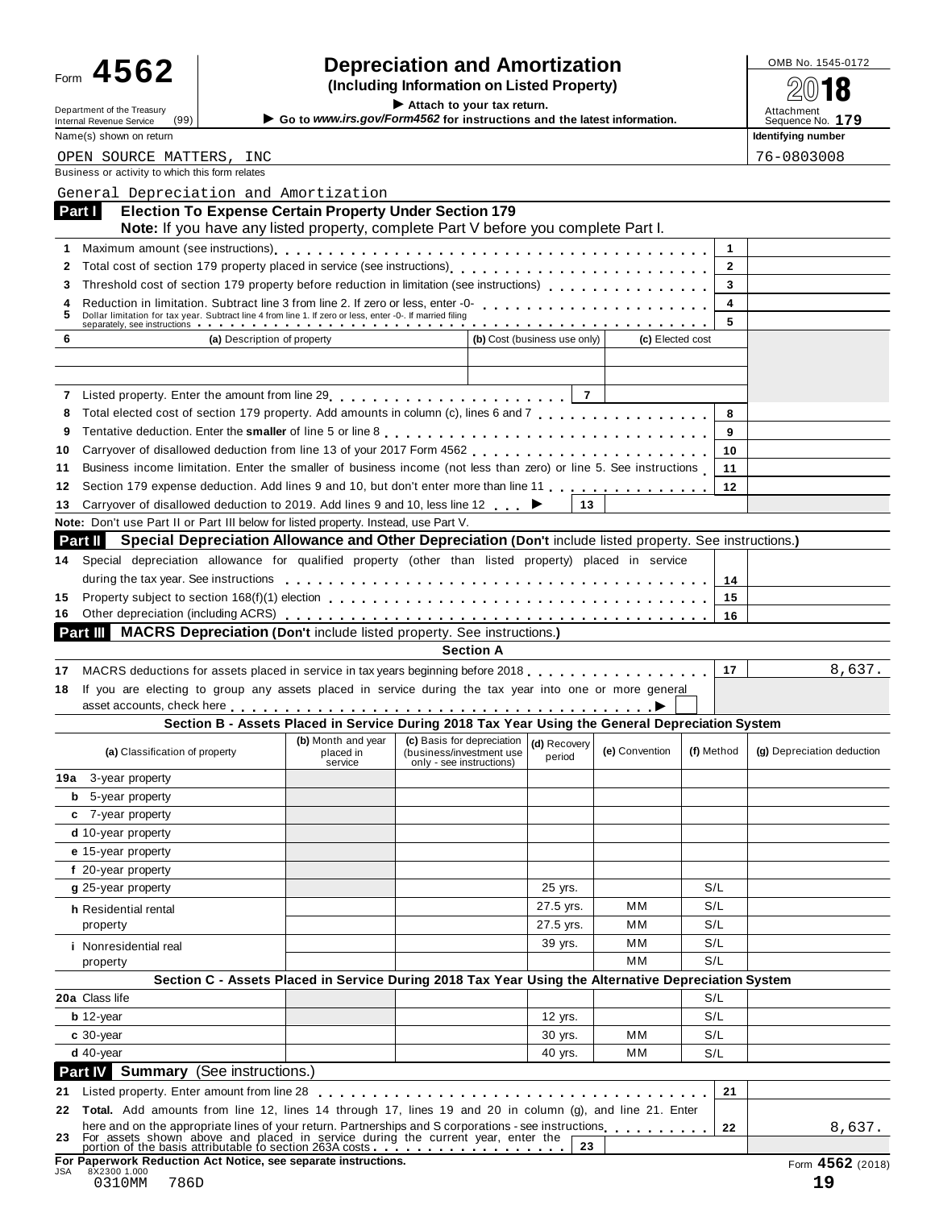Form **4562**

Department of the Treasury
Internal Revenue Service (99)

# Depreciation and Amortization
**(Including Information on Listed Property)**

▶ Attach to your tax return.
▶ Go to *www.irs.gov/Form4562* for instructions and the latest information.

OMB No. 1545-0172
**2018**
Attachment Sequence No. **179**

Name(s) shown on return: OPEN SOURCE MATTERS, INC
Identifying number: 76-0803008

Business or activity to which this form relates: General Depreciation and Amortization

## Part I Election To Expense Certain Property Under Section 179

**Note:** If you have any listed property, complete Part V before you complete Part I.

| | | | |
|---|---|---|---|
| 1 | Maximum amount (see instructions) | 1 | |
| 2 | Total cost of section 179 property placed in service (see instructions) | 2 | |
| 3 | Threshold cost of section 179 property before reduction in limitation (see instructions) | 3 | |
| 4 | Reduction in limitation. Subtract line 3 from line 2. If zero or less, enter -0- | 4 | |
| 5 | Dollar limitation for tax year. Subtract line 4 from line 1. If zero or less, enter -0-. If married filing separately, see instructions | 5 | |

| 6 | (a) Description of property | (b) Cost (business use only) | (c) Elected cost |
|---|---|---|---|
| | | | |
| | | | |

| | | | |
|---|---|---|---|
| 7 | Listed property. Enter the amount from line 29 | 7 | |
| 8 | Total elected cost of section 179 property. Add amounts in column (c), lines 6 and 7 | 8 | |
| 9 | Tentative deduction. Enter the **smaller** of line 5 or line 8 | 9 | |
| 10 | Carryover of disallowed deduction from line 13 of your 2017 Form 4562 | 10 | |
| 11 | Business income limitation. Enter the smaller of business income (not less than zero) or line 5. See instructions | 11 | |
| 12 | Section 179 expense deduction. Add lines 9 and 10, but don't enter more than line 11 | 12 | |
| 13 | Carryover of disallowed deduction to 2019. Add lines 9 and 10, less line 12 ▶ | 13 | |

**Note:** Don't use Part II or Part III below for listed property. Instead, use Part V.

## Part II Special Depreciation Allowance and Other Depreciation (Don't include listed property. See instructions.)

| | | | |
|---|---|---|---|
| 14 | Special depreciation allowance for qualified property (other than listed property) placed in service during the tax year. See instructions | 14 | |
| 15 | Property subject to section 168(f)(1) election | 15 | |
| 16 | Other depreciation (including ACRS) | 16 | |

## Part III MACRS Depreciation (Don't include listed property. See instructions.)

### Section A

| | | | |
|---|---|---|---|
| 17 | MACRS deductions for assets placed in service in tax years beginning before 2018 | 17 | 8,637. |
| 18 | If you are electing to group any assets placed in service during the tax year into one or more general asset accounts, check here ▶ ☐ | | |

### Section B - Assets Placed in Service During 2018 Tax Year Using the General Depreciation System

| (a) Classification of property | (b) Month and year placed in service | (c) Basis for depreciation (business/investment use only - see instructions) | (d) Recovery period | (e) Convention | (f) Method | (g) Depreciation deduction |
|---|---|---|---|---|---|---|
| 19a 3-year property | | | | | | |
| b 5-year property | | | | | | |
| c 7-year property | | | | | | |
| d 10-year property | | | | | | |
| e 15-year property | | | | | | |
| f 20-year property | | | | | | |
| g 25-year property | | | 25 yrs. | | S/L | |
| h Residential rental property | | | 27.5 yrs. | MM | S/L | |
| | | | 27.5 yrs. | MM | S/L | |
| i Nonresidential real property | | | 39 yrs. | MM | S/L | |
| | | | | MM | S/L | |

### Section C - Assets Placed in Service During 2018 Tax Year Using the Alternative Depreciation System

| (a) Classification of property | (b) Month and year placed in service | (c) Basis for depreciation | (d) Recovery period | (e) Convention | (f) Method | (g) Depreciation deduction |
|---|---|---|---|---|---|---|
| 20a Class life | | | | | S/L | |
| b 12-year | | | 12 yrs. | | S/L | |
| c 30-year | | | 30 yrs. | MM | S/L | |
| d 40-year | | | 40 yrs. | MM | S/L | |

## Part IV Summary (See instructions.)

| | | | |
|---|---|---|---|
| 21 | Listed property. Enter amount from line 28 | 21 | |
| 22 | **Total.** Add amounts from line 12, lines 14 through 17, lines 19 and 20 in column (g), and line 21. Enter here and on the appropriate lines of your return. Partnerships and S corporations - see instructions | 22 | 8,637. |
| 23 | For assets shown above and placed in service during the current year, enter the portion of the basis attributable to section 263A costs | 23 | |

**For Paperwork Reduction Act Notice, see separate instructions.**

JSA 8X2300 1.000
0310MM 786D

Form **4562** (2018)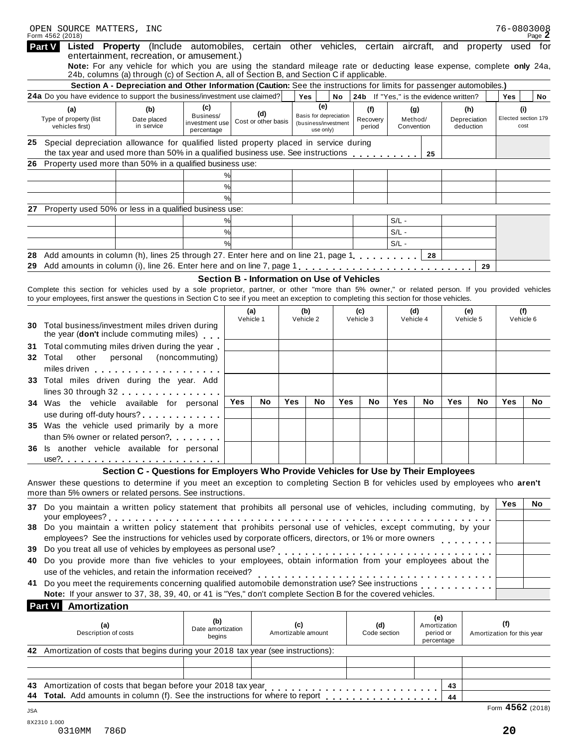OPEN SOURCE MATTERS, INC 76-0803008

Form 4562 (2018) Page **2**

**Part V** **Listed Property** (Include automobiles, certain other vehicles, certain aircraft, and property used for entertainment, recreation, or amusement.)

**Note:** For any vehicle for which you are using the standard mileage rate or deducting lease expense, complete **only** 24a, 24b, columns (a) through (c) of Section A, all of Section B, and Section C if applicable.

**Section A - Depreciation and Other Information (Caution:** See the instructions for limits for passenger automobiles.**)**

**24a** Do you have evidence to support the business/investment use claimed? Yes / No **24b** If "Yes," is the evidence written? Yes / No

| (a) Type of property (list vehicles first) | (b) Date placed in service | (c) Business/ investment use percentage | (d) Cost or other basis | (e) Basis for depreciation (business/investment use only) | (f) Recovery period | (g) Method/ Convention | (h) Depreciation deduction | (i) Elected section 179 cost |
|---|---|---|---|---|---|---|---|---|
| **25** Special depreciation allowance for qualified listed property placed in service during the tax year and used more than 50% in a qualified business use. See instructions | | | | | | **25** | | |
| **26** Property used more than 50% in a qualified business use: | | | | | | | | |
| | | % | | | | | | |
| | | % | | | | | | |
| | | % | | | | | | |
| **27** Property used 50% or less in a qualified business use: | | | | | | | | |
| | | % | | | | S/L - | | |
| | | % | | | | S/L - | | |
| | | % | | | | S/L - | | |
| **28** Add amounts in column (h), lines 25 through 27. Enter here and on line 21, page 1 | | | | | | **28** | | |
| **29** Add amounts in column (i), line 26. Enter here and on line 7, page 1 | | | | | | | **29** | |

**Section B - Information on Use of Vehicles**

Complete this section for vehicles used by a sole proprietor, partner, or other "more than 5% owner," or related person. If you provided vehicles to your employees, first answer the questions in Section C to see if you meet an exception to completing this section for those vehicles.

| | (a) Vehicle 1 | | (b) Vehicle 2 | | (c) Vehicle 3 | | (d) Vehicle 4 | | (e) Vehicle 5 | | (f) Vehicle 6 | |
|---|---|---|---|---|---|---|---|---|---|---|---|---|
| **30** Total business/investment miles driven during the year (**don't** include commuting miles) | | | | | | | | | | | | |
| **31** Total commuting miles driven during the year | | | | | | | | | | | | |
| **32** Total other personal (noncommuting) miles driven | | | | | | | | | | | | |
| **33** Total miles driven during the year. Add lines 30 through 32 | | | | | | | | | | | | |
| | Yes | No | Yes | No | Yes | No | Yes | No | Yes | No | Yes | No |
| **34** Was the vehicle available for personal use during off-duty hours? | | | | | | | | | | | | |
| **35** Was the vehicle used primarily by a more than 5% owner or related person? | | | | | | | | | | | | |
| **36** Is another vehicle available for personal use? | | | | | | | | | | | | |

**Section C - Questions for Employers Who Provide Vehicles for Use by Their Employees**

Answer these questions to determine if you meet an exception to completing Section B for vehicles used by employees who **aren't** more than 5% owners or related persons. See instructions.

| | Yes | No |
|---|---|---|
| **37** Do you maintain a written policy statement that prohibits all personal use of vehicles, including commuting, by your employees? | | |
| **38** Do you maintain a written policy statement that prohibits personal use of vehicles, except commuting, by your employees? See the instructions for vehicles used by corporate officers, directors, or 1% or more owners | | |
| **39** Do you treat all use of vehicles by employees as personal use? | | |
| **40** Do you provide more than five vehicles to your employees, obtain information from your employees about the use of the vehicles, and retain the information received? | | |
| **41** Do you meet the requirements concerning qualified automobile demonstration use? See instructions | | |

**Note:** If your answer to 37, 38, 39, 40, or 41 is "Yes," don't complete Section B for the covered vehicles.

**Part VI** **Amortization**

| (a) Description of costs | (b) Date amortization begins | (c) Amortizable amount | (d) Code section | (e) Amortization period or percentage | (f) Amortization for this year |
|---|---|---|---|---|---|
| **42** Amortization of costs that begins during your 2018 tax year (see instructions): | | | | | |
| | | | | | |
| | | | | | |
| **43** Amortization of costs that began before your 2018 tax year | | | | **43** | |
| **44** **Total.** Add amounts in column (f). See the instructions for where to report | | | | **44** | |

Form **4562** (2018)

JSA
8X2310 1.000
0310MM 786D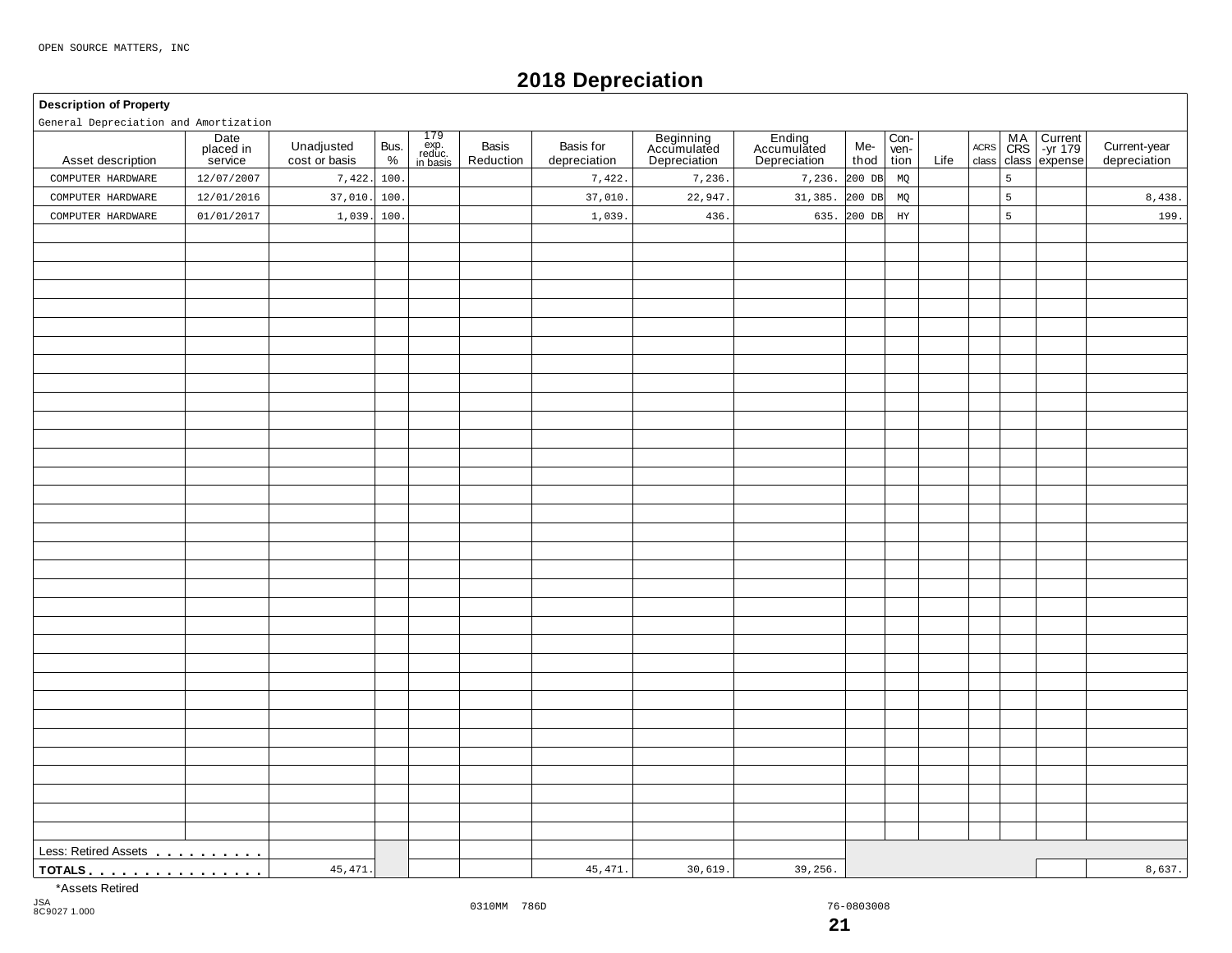OPEN SOURCE MATTERS, INC

# 2018 Depreciation

**Description of Property**

General Depreciation and Amortization

| Asset description | Date placed in service | Unadjusted cost or basis | Bus. % | 179 exp. reduc. in basis | Basis Reduction | Basis for depreciation | Beginning Accumulated Depreciation | Ending Accumulated Depreciation | Me-thod | Con-ven-tion | Life | ACRS class | MA CRS class | Current -yr 179 expense | Current-year depreciation |
|---|---|---|---|---|---|---|---|---|---|---|---|---|---|---|---|
| COMPUTER HARDWARE | 12/07/2007 | 7,422. | 100. | | | 7,422. | 7,236. | 7,236. | 200 DB | MQ | | | 5 | | |
| COMPUTER HARDWARE | 12/01/2016 | 37,010. | 100. | | | 37,010. | 22,947. | 31,385. | 200 DB | MQ | | | 5 | | 8,438. |
| COMPUTER HARDWARE | 01/01/2017 | 1,039. | 100. | | | 1,039. | 436. | 635. | 200 DB | HY | | | 5 | | 199. |
| Less: Retired Assets | | | | | | | | | | | | | | | |
| TOTALS | | 45,471. | | | | 45,471. | 30,619. | 39,256. | | | | | | | 8,637. |

*Assets Retired

JSA
8C9027 1.000

0310MM 786D

76-0803008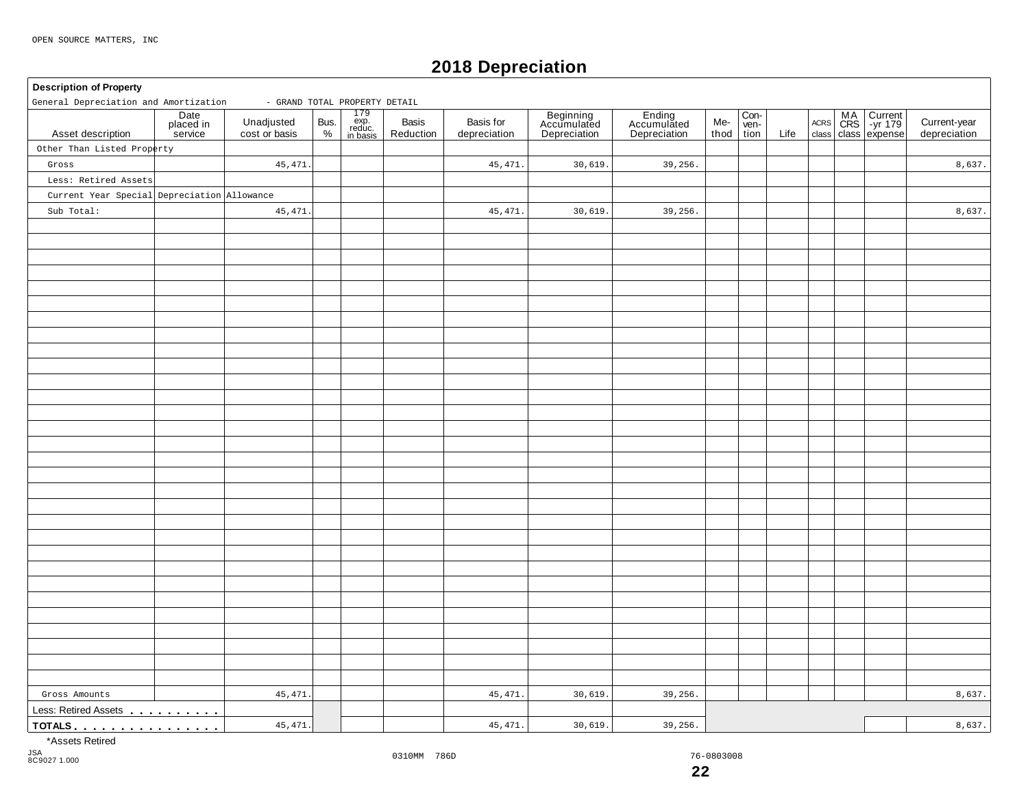OPEN SOURCE MATTERS, INC

# 2018 Depreciation

**Description of Property**

General Depreciation and Amortization - GRAND TOTAL PROPERTY DETAIL

| Asset description | Date placed in service | Unadjusted cost or basis | Bus. % | 179 exp. reduc. in basis | Basis Reduction | Basis for depreciation | Beginning Accumulated Depreciation | Ending Accumulated Depreciation | Method | Convention | Life | ACRS class | MACRS class | Current-yr 179 expense | Current-year depreciation |
|---|---|---|---|---|---|---|---|---|---|---|---|---|---|---|---|
| Other Than Listed Property | | | | | | | | | | | | | | | |
| Gross | | 45,471. | | | | 45,471. | 30,619. | 39,256. | | | | | | | 8,637. |
| Less: Retired Assets | | | | | | | | | | | | | | | |
| Current Year Special Depreciation Allowance | | | | | | | | | | | | | | | |
| Sub Total: | | 45,471. | | | | 45,471. | 30,619. | 39,256. | | | | | | | 8,637. |
| Gross Amounts | | 45,471. | | | | 45,471. | 30,619. | 39,256. | | | | | | | 8,637. |
| Less: Retired Assets | | | | | | | | | | | | | | | |
| TOTALS | | 45,471. | | | | 45,471. | 30,619. | 39,256. | | | | | | | 8,637. |

*Assets Retired

JSA
8C9027 1.000

0310MM 786D

76-0803008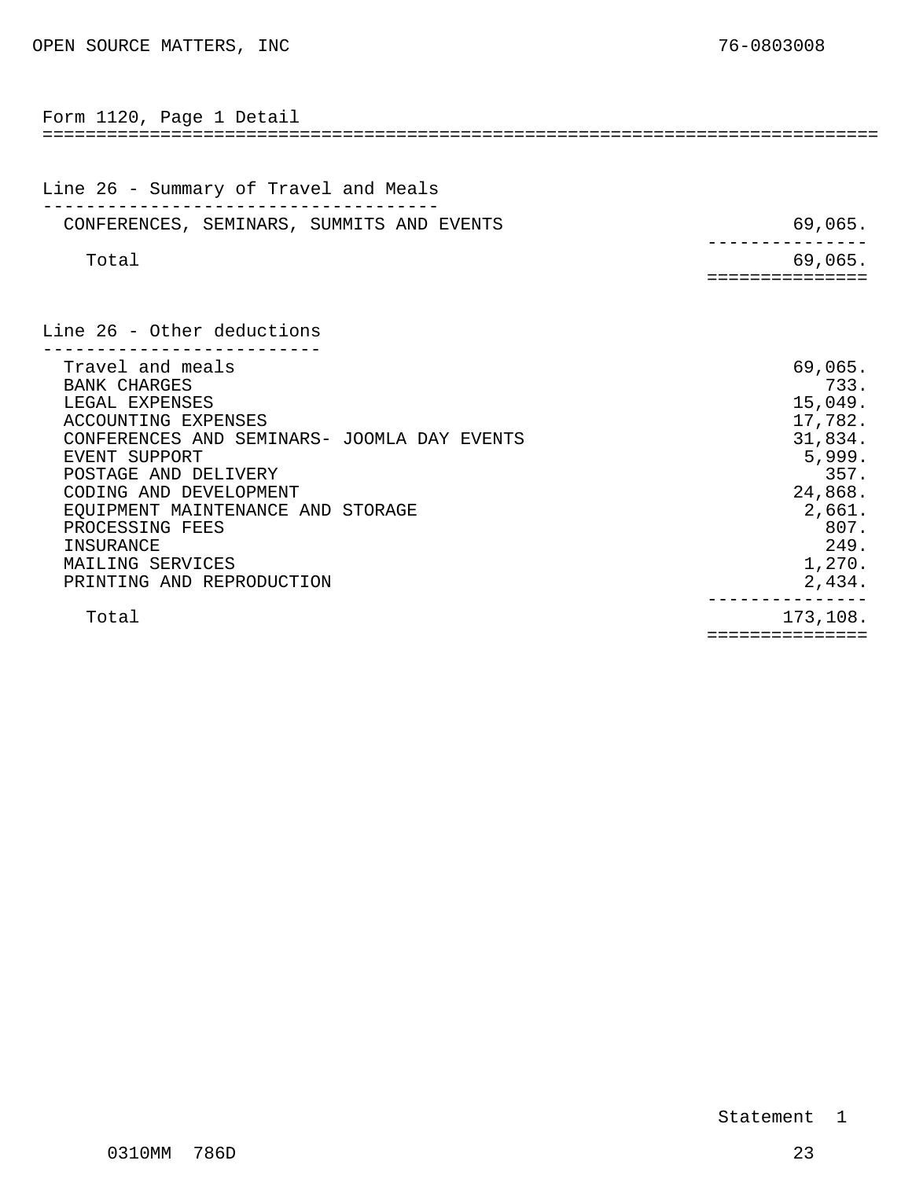OPEN SOURCE MATTERS, INC 76-0803008

## Form 1120, Page 1 Detail

### Line 26 - Summary of Travel and Meals

| Description | Amount |
|---|---|
| CONFERENCES, SEMINARS, SUMMITS AND EVENTS | 69,065. |
| Total | 69,065. |

### Line 26 - Other deductions

| Description | Amount |
|---|---|
| Travel and meals | 69,065. |
| BANK CHARGES | 733. |
| LEGAL EXPENSES | 15,049. |
| ACCOUNTING EXPENSES | 17,782. |
| CONFERENCES AND SEMINARS- JOOMLA DAY EVENTS | 31,834. |
| EVENT SUPPORT | 5,999. |
| POSTAGE AND DELIVERY | 357. |
| CODING AND DEVELOPMENT | 24,868. |
| EQUIPMENT MAINTENANCE AND STORAGE | 2,661. |
| PROCESSING FEES | 807. |
| INSURANCE | 249. |
| MAILING SERVICES | 1,270. |
| PRINTING AND REPRODUCTION | 2,434. |
| Total | 173,108. |

Statement 1

0310MM 786D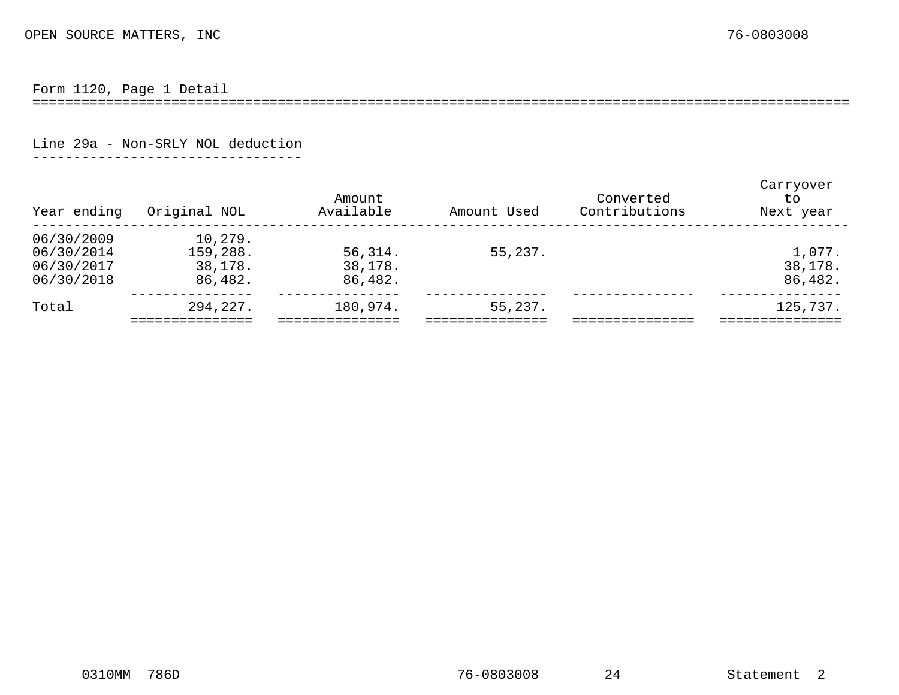OPEN SOURCE MATTERS, INC 76-0803008

## Form 1120, Page 1 Detail

### Line 29a - Non-SRLY NOL deduction

| Year ending | Original NOL | Amount Available | Amount Used | Converted Contributions | Carryover to Next year |
|---|---|---|---|---|---|
| 06/30/2009 | 10,279. | | | | |
| 06/30/2014 | 159,288. | 56,314. | 55,237. | | 1,077. |
| 06/30/2017 | 38,178. | 38,178. | | | 38,178. |
| 06/30/2018 | 86,482. | 86,482. | | | 86,482. |
| Total | 294,227. | 180,974. | 55,237. | | 125,737. |

Statement 2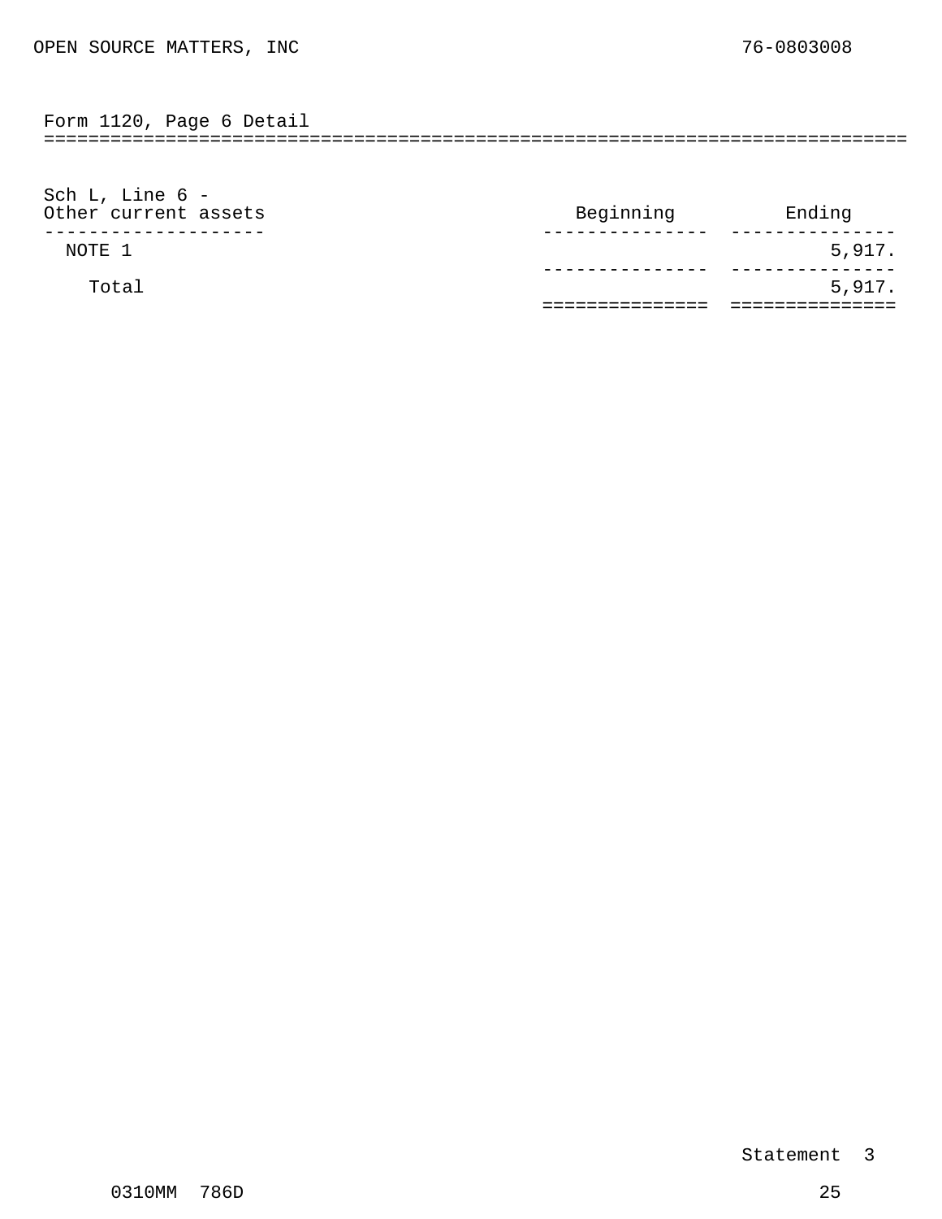OPEN SOURCE MATTERS, INC 76-0803008

## Form 1120, Page 6 Detail

Sch L, Line 6 -

| Other current assets | Beginning | Ending |
|---|---|---|
| NOTE 1 | | 5,917. |
| Total | | 5,917. |

Statement 3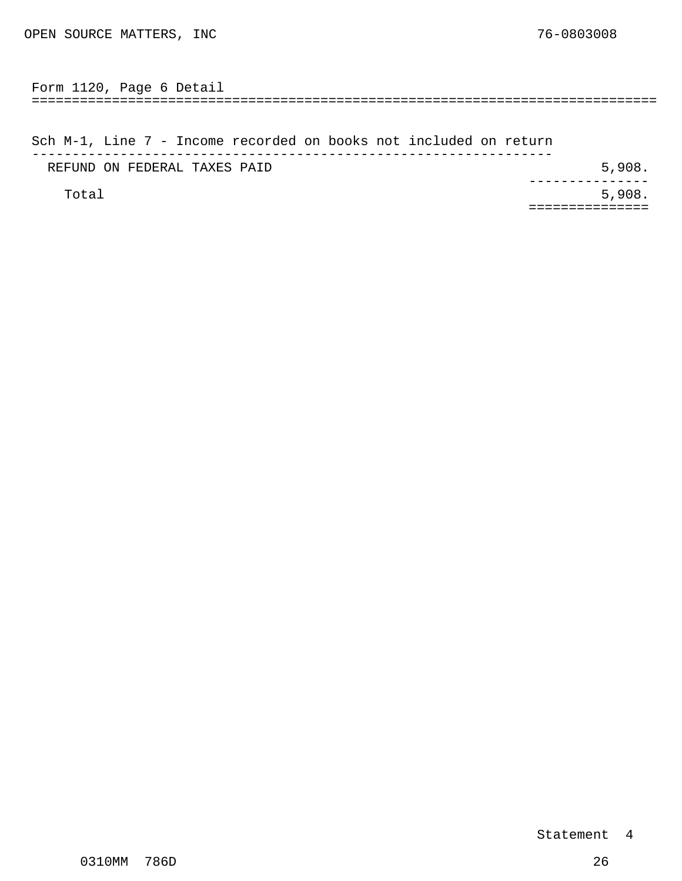OPEN SOURCE MATTERS, INC 76-0803008

## Form 1120, Page 6 Detail

### Sch M-1, Line 7 - Income recorded on books not included on return

| Description | Amount |
|---|---|
| REFUND ON FEDERAL TAXES PAID | 5,908. |
| Total | 5,908. |

Statement 4

0310MM 786D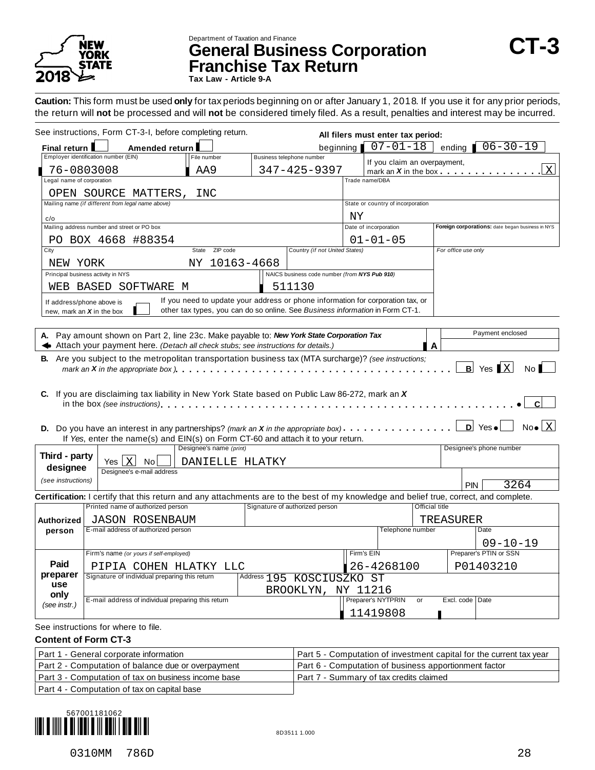Department of Taxation and Finance

# General Business Corporation Franchise Tax Return

**Tax Law - Article 9-A**

**CT-3**

NEW YORK STATE 2018

**Caution:** This form must be used **only** for tax periods beginning on or after January 1, 2018. If you use it for any prior periods, the return will **not** be processed and will **not** be considered timely filed. As a result, penalties and interest may be incurred.

See instructions, Form CT-3-I, before completing return.

**All filers must enter tax period:** beginning 07-01-18 ending 06-30-19

**Final return** ☐ **Amended return** ☐

| Field | Value |
|---|---|
| Employer identification number (EIN) | 76-0803008 |
| File number | AA9 |
| Business telephone number | 347-425-9397 |
| If you claim an overpayment, mark an *X* in the box | X |
| Legal name of corporation | OPEN SOURCE MATTERS, INC |
| Trade name/DBA | |
| Mailing name *(if different from legal name above)* | c/o |
| State or country of incorporation | NY |
| Mailing address number and street or PO box | PO BOX 4668 #88354 |
| Date of incorporation | 01-01-05 |
| **Foreign corporations:** date began business in NYS | |
| City | NEW YORK |
| State / ZIP code | NY 10163-4668 |
| Country *(if not United States)* | |
| Principal business activity in NYS | WEB BASED SOFTWARE M |
| NAICS business code number *(from NYS Pub 910)* | 511130 |
| If address/phone above is new, mark an *X* in the box | ☐ |

If you need to update your address or phone information for corporation tax, or other tax types, you can do so online. See *Business information* in Form CT-1.

For office use only

**A.** Pay amount shown on Part 2, line 23c. Make payable to: ***New York State Corporation Tax*** Attach your payment here. *(Detach all check stubs; see instructions for details.)* **A** Payment enclosed: ______

**B.** Are you subject to the metropolitan transportation business tax (MTA surcharge)? *(see instructions; mark an X in the appropriate box)* **B** Yes [X] No ☐

**C.** If you are disclaiming tax liability in New York State based on Public Law 86-272, mark an *X* in the box *(see instructions)* **C** ☐

**D.** Do you have an interest in any partnerships? *(mark an X in the appropriate box)* **D** Yes ☐ No [X]
If *Yes*, enter the name(s) and EIN(s) on Form CT-60 and attach it to your return.

| **Third - party designee** *(see instructions)* | |
|---|---|
| Yes [X] No ☐ | Designee's name *(print)*: DANIELLE HLATKY |
| Designee's phone number | |
| Designee's e-mail address | |
| PIN | 3264 |

**Certification:** I certify that this return and any attachments are to the best of my knowledge and belief true, correct, and complete.

| **Authorized person** | |
|---|---|
| Printed name of authorized person | JASON ROSENBAUM |
| Signature of authorized person | |
| Official title | TREASURER |
| E-mail address of authorized person | |
| Telephone number | |
| Date | 09-10-19 |

| **Paid preparer use only** *(see instr.)* | |
|---|---|
| Firm's name *(or yours if self-employed)* | PIPIA COHEN HLATKY LLC |
| Firm's EIN | 26-4268100 |
| Preparer's PTIN or SSN | P01403210 |
| Signature of individual preparing this return | |
| Address | 195 KOSCIUSZKO ST BROOKLYN, NY 11216 |
| E-mail address of individual preparing this return | |
| Preparer's NYTPRIN | 11419808 |
| or Excl. code | |
| Date | |

See instructions for where to file.

**Content of Form CT-3**

| | |
|---|---|
| Part 1 - General corporate information | Part 5 - Computation of investment capital for the current tax year |
| Part 2 - Computation of balance due or overpayment | Part 6 - Computation of business apportionment factor |
| Part 3 - Computation of tax on business income base | Part 7 - Summary of tax credits claimed |
| Part 4 - Computation of tax on capital base | |

567001181062

8D3511 1.000

0310MM 786D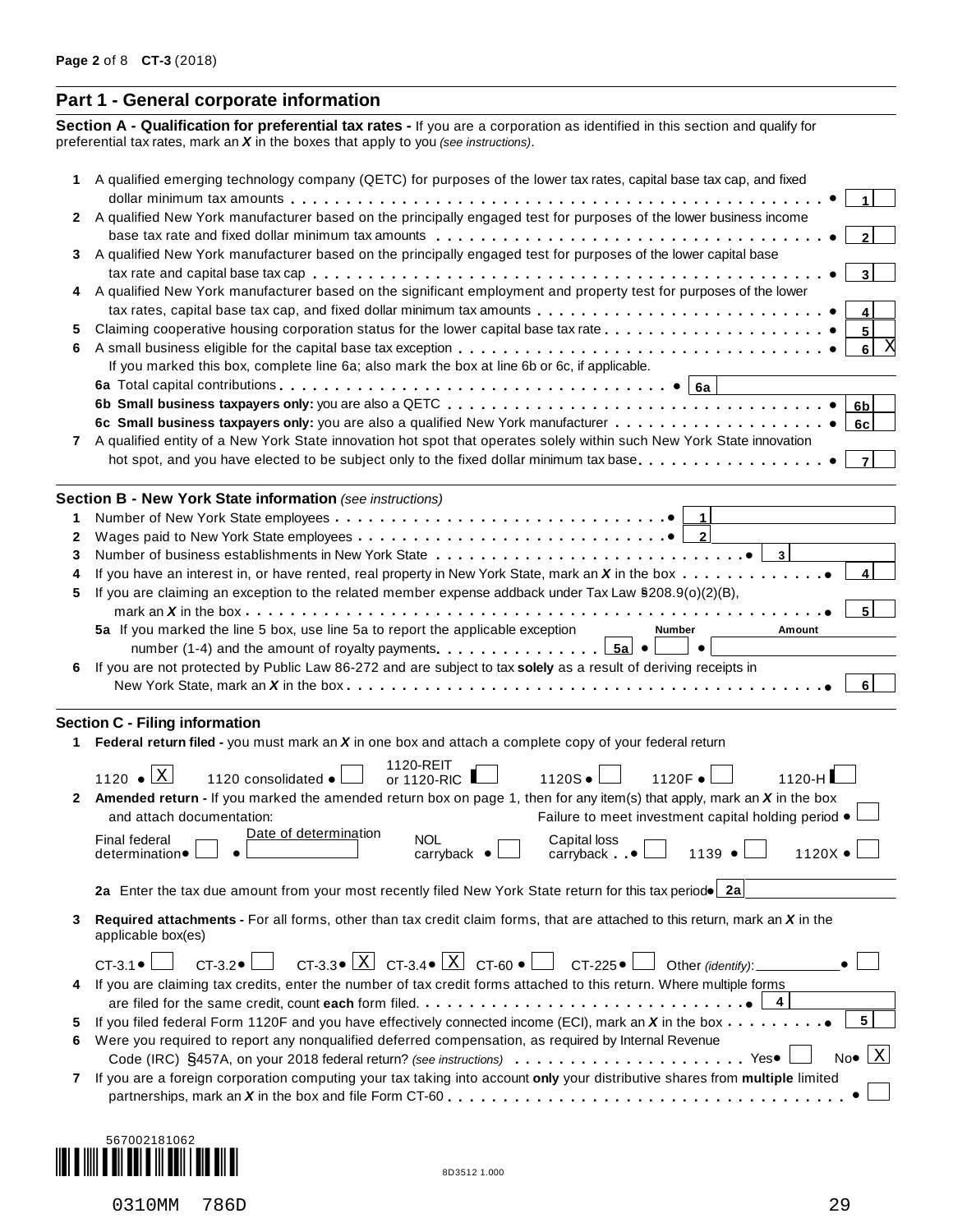## Part 1 - General corporate information

**Section A - Qualification for preferential tax rates -** If you are a corporation as identified in this section and qualify for preferential tax rates, mark an ***X*** in the boxes that apply to you *(see instructions)*.

1 A qualified emerging technology company (QETC) for purposes of the lower tax rates, capital base tax cap, and fixed dollar minimum tax amounts . . . . . . . . 1 [ ]

2 A qualified New York manufacturer based on the principally engaged test for purposes of the lower business income base tax rate and fixed dollar minimum tax amounts . . . . . . . . 2 [ ]

3 A qualified New York manufacturer based on the principally engaged test for purposes of the lower capital base tax rate and capital base tax cap . . . . . . . . 3 [ ]

4 A qualified New York manufacturer based on the significant employment and property test for purposes of the lower tax rates, capital base tax cap, and fixed dollar minimum tax amounts . . . . . . . . 4 [ ]

5 Claiming cooperative housing corporation status for the lower capital base tax rate . . . . . . . . 5 [ ]

6 A small business eligible for the capital base tax exception . . . . . . . . 6 [X]

If you marked this box, complete line 6a; also mark the box at line 6b or 6c, if applicable.

**6a** Total capital contributions . . . . . . . . 6a

**6b Small business taxpayers only:** you are also a QETC . . . . . . . . 6b [ ]

**6c Small business taxpayers only:** you are also a qualified New York manufacturer . . . . . . . . 6c [ ]

7 A qualified entity of a New York State innovation hot spot that operates solely within such New York State innovation hot spot, and you have elected to be subject only to the fixed dollar minimum tax base . . . . . . . . 7 [ ]

**Section B - New York State information** *(see instructions)*

1 Number of New York State employees . . . . . . . . 1

2 Wages paid to New York State employees . . . . . . . . 2

3 Number of business establishments in New York State . . . . . . . . 3

4 If you have an interest in, or have rented, real property in New York State, mark an ***X*** in the box . . . . . . . . 4 [ ]

5 If you are claiming an exception to the related member expense addback under Tax Law §208.9(o)(2)(B), mark an ***X*** in the box . . . . . . . . 5 [ ]

**5a** If you marked the line 5 box, use line 5a to report the applicable exception number (1-4) and the amount of royalty payments . . . . . . . . 5a Number: Amount:

6 If you are not protected by Public Law 86-272 and are subject to tax **solely** as a result of deriving receipts in New York State, mark an ***X*** in the box . . . . . . . . 6 [ ]

**Section C - Filing information**

1 **Federal return filed -** you must mark an ***X*** in one box and attach a complete copy of your federal return

1120 [X] 1120 consolidated [ ] 1120-REIT or 1120-RIC [ ] 1120S [ ] 1120F [ ] 1120-H [ ]

2 **Amended return -** If you marked the amended return box on page 1, then for any item(s) that apply, mark an ***X*** in the box and attach documentation: Failure to meet investment capital holding period [ ]

Final federal determination [ ] Date of determination NOL carryback [ ] Capital loss carryback [ ] 1139 [ ] 1120X [ ]

**2a** Enter the tax due amount from your most recently filed New York State return for this tax period 2a

3 **Required attachments -** For all forms, other than tax credit claim forms, that are attached to this return, mark an ***X*** in the applicable box(es)

CT-3.1 [ ] CT-3.2 [ ] CT-3.3 [X] CT-3.4 [X] CT-60 [ ] CT-225 [ ] Other *(identify)*: [ ]

4 If you are claiming tax credits, enter the number of tax credit forms attached to this return. Where multiple forms are filed for the same credit, count **each** form filed. . . . . . . . . 4

5 If you filed federal Form 1120F and you have effectively connected income (ECI), mark an ***X*** in the box . . . . . . . . 5 [ ]

6 Were you required to report any nonqualified deferred compensation, as required by Internal Revenue Code (IRC) §457A, on your 2018 federal return? *(see instructions)* . . . . . . . . Yes [ ] No [X]

7 If you are a foreign corporation computing your tax taking into account **only** your distributive shares from **multiple** limited partnerships, mark an ***X*** in the box and file Form CT-60 . . . . . . . . [ ]

567002181062

8D3512 1.000

0310MM 786D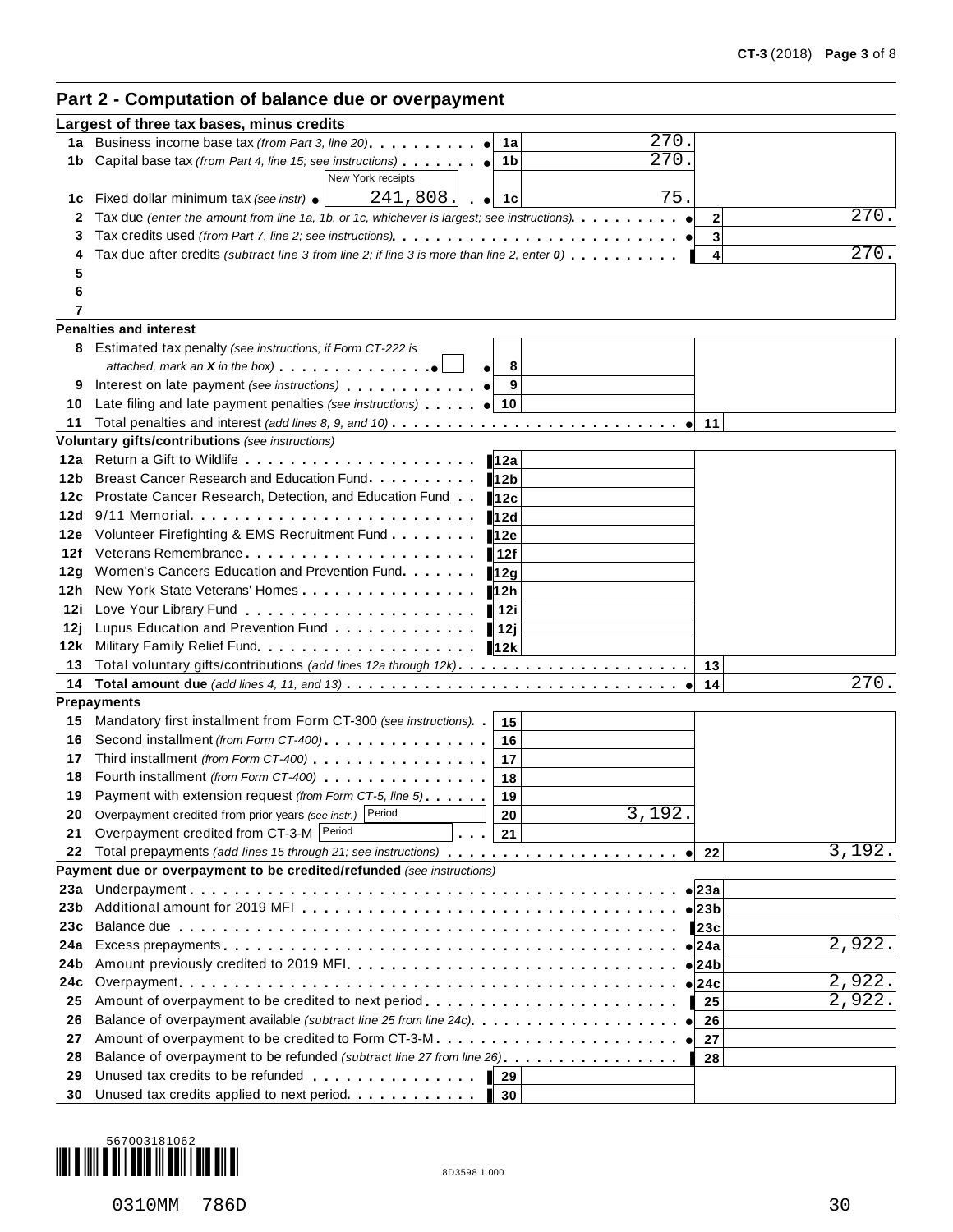## Part 2 - Computation of balance due or overpayment

### Largest of three tax bases, minus credits

| Line | Description | Line | Amount | Line | Amount |
|---|---|---|---|---|---|
| 1a | Business income base tax *(from Part 3, line 20)* | 1a | 270. | | |
| 1b | Capital base tax *(from Part 4, line 15; see instructions)* | 1b | 270. | | |
| 1c | Fixed dollar minimum tax *(see instr)* New York receipts 241,808. | 1c | 75. | | |
| 2 | Tax due *(enter the amount from line 1a, 1b, or 1c, whichever is largest; see instructions)* | | | 2 | 270. |
| 3 | Tax credits used *(from Part 7, line 2; see instructions)* | | | 3 | |
| 4 | Tax due after credits *(subtract line 3 from line 2; if line 3 is more than line 2, enter 0)* | | | 4 | 270. |
| 5 | | | | | |
| 6 | | | | | |
| 7 | | | | | |

### Penalties and interest

| Line | Description | Line | Amount | Line | Amount |
|---|---|---|---|---|---|
| 8 | Estimated tax penalty *(see instructions; if Form CT-222 is attached, mark an X in the box)* ☐ | 8 | | | |
| 9 | Interest on late payment *(see instructions)* | 9 | | | |
| 10 | Late filing and late payment penalties *(see instructions)* | 10 | | | |
| 11 | Total penalties and interest *(add lines 8, 9, and 10)* | | | 11 | |

### Voluntary gifts/contributions *(see instructions)*

| Line | Description | Line | Amount | Line | Amount |
|---|---|---|---|---|---|
| 12a | Return a Gift to Wildlife | 12a | | | |
| 12b | Breast Cancer Research and Education Fund | 12b | | | |
| 12c | Prostate Cancer Research, Detection, and Education Fund | 12c | | | |
| 12d | 9/11 Memorial | 12d | | | |
| 12e | Volunteer Firefighting & EMS Recruitment Fund | 12e | | | |
| 12f | Veterans Remembrance | 12f | | | |
| 12g | Women's Cancers Education and Prevention Fund | 12g | | | |
| 12h | New York State Veterans' Homes | 12h | | | |
| 12i | Love Your Library Fund | 12i | | | |
| 12j | Lupus Education and Prevention Fund | 12j | | | |
| 12k | Military Family Relief Fund | 12k | | | |
| 13 | Total voluntary gifts/contributions *(add lines 12a through 12k)* | | | 13 | |
| 14 | **Total amount due** *(add lines 4, 11, and 13)* | | | 14 | 270. |

### Prepayments

| Line | Description | Line | Amount | Line | Amount |
|---|---|---|---|---|---|
| 15 | Mandatory first installment from Form CT-300 *(see instructions)* | 15 | | | |
| 16 | Second installment *(from Form CT-400)* | 16 | | | |
| 17 | Third installment *(from Form CT-400)* | 17 | | | |
| 18 | Fourth installment *(from Form CT-400)* | 18 | | | |
| 19 | Payment with extension request *(from Form CT-5, line 5)* | 19 | | | |
| 20 | Overpayment credited from prior years *(see instr.)* Period | 20 | 3,192. | | |
| 21 | Overpayment credited from CT-3-M Period | 21 | | | |
| 22 | Total prepayments *(add lines 15 through 21; see instructions)* | | | 22 | 3,192. |

### Payment due or overpayment to be credited/refunded *(see instructions)*

| Line | Description | Line | Amount | Line | Amount |
|---|---|---|---|---|---|
| 23a | Underpayment | | | 23a | |
| 23b | Additional amount for 2019 MFI | | | 23b | |
| 23c | Balance due | | | 23c | |
| 24a | Excess prepayments | | | 24a | 2,922. |
| 24b | Amount previously credited to 2019 MFI | | | 24b | |
| 24c | Overpayment | | | 24c | 2,922. |
| 25 | Amount of overpayment to be credited to next period | | | 25 | 2,922. |
| 26 | Balance of overpayment available *(subtract line 25 from line 24c)* | | | 26 | |
| 27 | Amount of overpayment to be credited to Form CT-3-M | | | 27 | |
| 28 | Balance of overpayment to be refunded *(subtract line 27 from line 26)* | | | 28 | |
| 29 | Unused tax credits to be refunded | 29 | | | |
| 30 | Unused tax credits applied to next period | 30 | | | |

567003181062

8D3598 1.000

0310MM 786D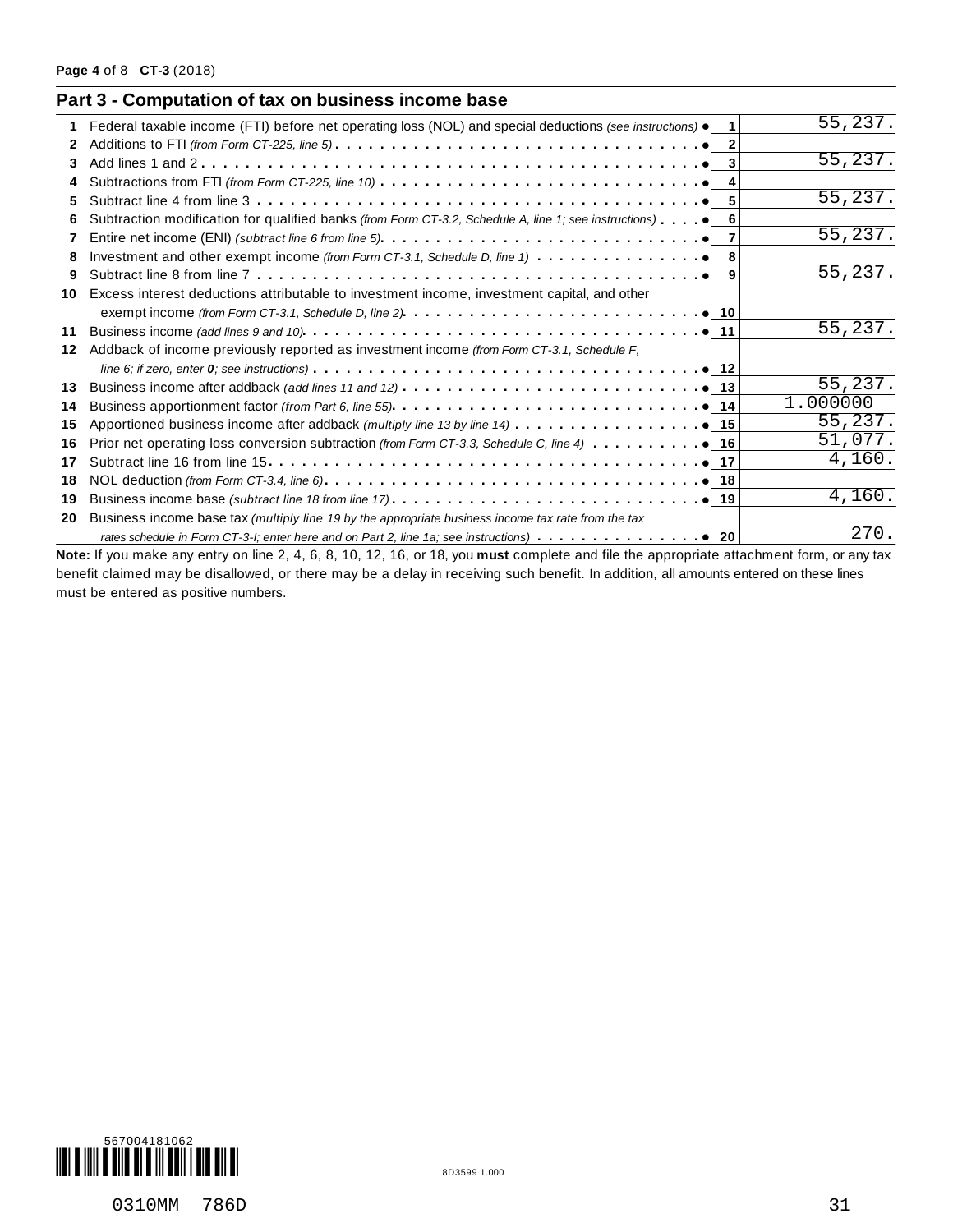## Part 3 - Computation of tax on business income base

| | | Line | Amount |
|---|---|---|---|
| 1 | Federal taxable income (FTI) before net operating loss (NOL) and special deductions *(see instructions)* | 1 | 55,237. |
| 2 | Additions to FTI *(from Form CT-225, line 5)* | 2 | |
| 3 | Add lines 1 and 2 | 3 | 55,237. |
| 4 | Subtractions from FTI *(from Form CT-225, line 10)* | 4 | |
| 5 | Subtract line 4 from line 3 | 5 | 55,237. |
| 6 | Subtraction modification for qualified banks *(from Form CT-3.2, Schedule A, line 1; see instructions)* | 6 | |
| 7 | Entire net income (ENI) *(subtract line 6 from line 5)* | 7 | 55,237. |
| 8 | Investment and other exempt income *(from Form CT-3.1, Schedule D, line 1)* | 8 | |
| 9 | Subtract line 8 from line 7 | 9 | 55,237. |
| 10 | Excess interest deductions attributable to investment income, investment capital, and other exempt income *(from Form CT-3.1, Schedule D, line 2)* | 10 | |
| 11 | Business income *(add lines 9 and 10)* | 11 | 55,237. |
| 12 | Addback of income previously reported as investment income *(from Form CT-3.1, Schedule F, line 6; if zero, enter **0**; see instructions)* | 12 | |
| 13 | Business income after addback *(add lines 11 and 12)* | 13 | 55,237. |
| 14 | Business apportionment factor *(from Part 6, line 55)* | 14 | 1.000000 |
| 15 | Apportioned business income after addback *(multiply line 13 by line 14)* | 15 | 55,237. |
| 16 | Prior net operating loss conversion subtraction *(from Form CT-3.3, Schedule C, line 4)* | 16 | 51,077. |
| 17 | Subtract line 16 from line 15 | 17 | 4,160. |
| 18 | NOL deduction *(from Form CT-3.4, line 6)* | 18 | |
| 19 | Business income base *(subtract line 18 from line 17)* | 19 | 4,160. |
| 20 | Business income base tax *(multiply line 19 by the appropriate business income tax rate from the tax rates schedule in Form CT-3-I; enter here and on Part 2, line 1a; see instructions)* | 20 | 270. |

**Note:** If you make any entry on line 2, 4, 6, 8, 10, 12, 16, or 18, you **must** complete and file the appropriate attachment form, or any tax benefit claimed may be disallowed, or there may be a delay in receiving such benefit. In addition, all amounts entered on these lines must be entered as positive numbers.

567004181062

8D3599 1.000

0310MM 786D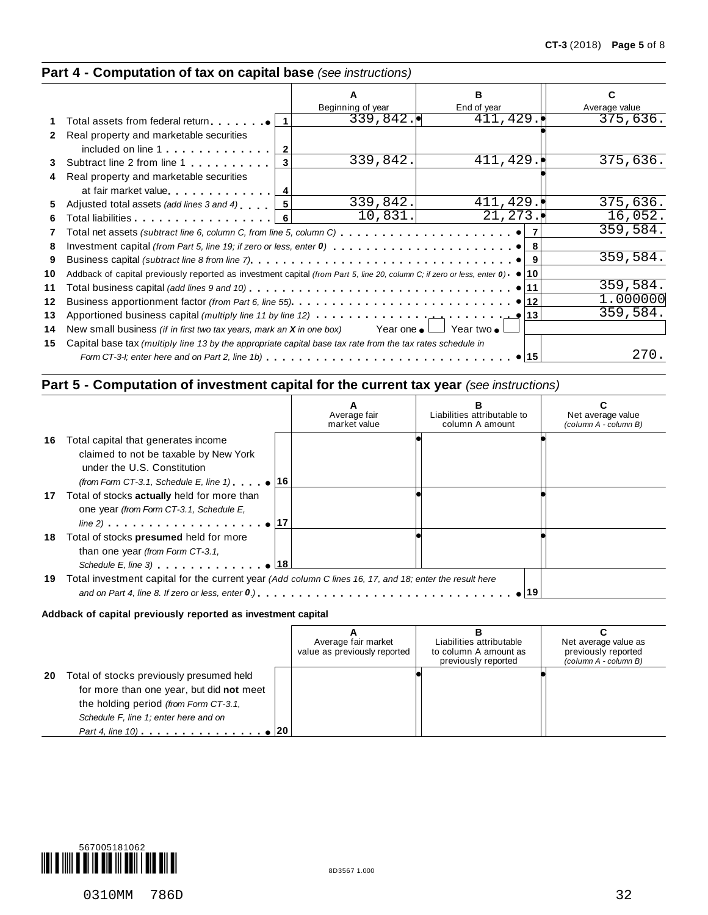## Part 4 - Computation of tax on capital base *(see instructions)*

| | | | A<br>Beginning of year | B<br>End of year | C<br>Average value |
|---|---|---|---|---|---|
| 1 | Total assets from federal return | 1 | 339,842. | 411,429. | 375,636. |
| 2 | Real property and marketable securities included on line 1 | 2 | | | |
| 3 | Subtract line 2 from line 1 | 3 | 339,842. | 411,429. | 375,636. |
| 4 | Real property and marketable securities at fair market value | 4 | | | |
| 5 | Adjusted total assets *(add lines 3 and 4)* | 5 | 339,842. | 411,429. | 375,636. |
| 6 | Total liabilities | 6 | 10,831. | 21,273. | 16,052. |

| | | | |
|---|---|---|---|
| 7 | Total net assets *(subtract line 6, column C, from line 5, column C)* | 7 | 359,584. |
| 8 | Investment capital *(from Part 5, line 19; if zero or less, enter 0)* | 8 | |
| 9 | Business capital *(subtract line 8 from line 7)* | 9 | 359,584. |
| 10 | Addback of capital previously reported as investment capital *(from Part 5, line 20, column C; if zero or less, enter 0)* | 10 | |
| 11 | Total business capital *(add lines 9 and 10)* | 11 | 359,584. |
| 12 | Business apportionment factor *(from Part 6, line 55)* | 12 | 1.000000 |
| 13 | Apportioned business capital *(multiply line 11 by line 12)* | 13 | 359,584. |
| 14 | New small business *(if in first two tax years, mark an X in one box)* Year one ☐ Year two ☐ | | |
| 15 | Capital base tax *(multiply line 13 by the appropriate capital base tax rate from the tax rates schedule in Form CT-3-I; enter here and on Part 2, line 1b)* | 15 | 270. |

## Part 5 - Computation of investment capital for the current tax year *(see instructions)*

| | | | A<br>Average fair market value | B<br>Liabilities attributable to column A amount | C<br>Net average value *(column A - column B)* |
|---|---|---|---|---|---|
| 16 | Total capital that generates income claimed to not be taxable by New York under the U.S. Constitution *(from Form CT-3.1, Schedule E, line 1)* | 16 | | | |
| 17 | Total of stocks **actually** held for more than one year *(from Form CT-3.1, Schedule E, line 2)* | 17 | | | |
| 18 | Total of stocks **presumed** held for more than one year *(from Form CT-3.1, Schedule E, line 3)* | 18 | | | |
| 19 | Total investment capital for the current year *(Add column C lines 16, 17, and 18; enter the result here and on Part 4, line 8. If zero or less, enter 0.)* | 19 | | | |

**Addback of capital previously reported as investment capital**

| | | | A<br>Average fair market value as previously reported | B<br>Liabilities attributable to column A amount as previously reported | C<br>Net average value as previously reported *(column A - column B)* |
|---|---|---|---|---|---|
| 20 | Total of stocks previously presumed held for more than one year, but did **not** meet the holding period *(from Form CT-3.1, Schedule F, line 1; enter here and on Part 4, line 10)* | 20 | | | |

567005181062

8D3567 1.000

0310MM 786D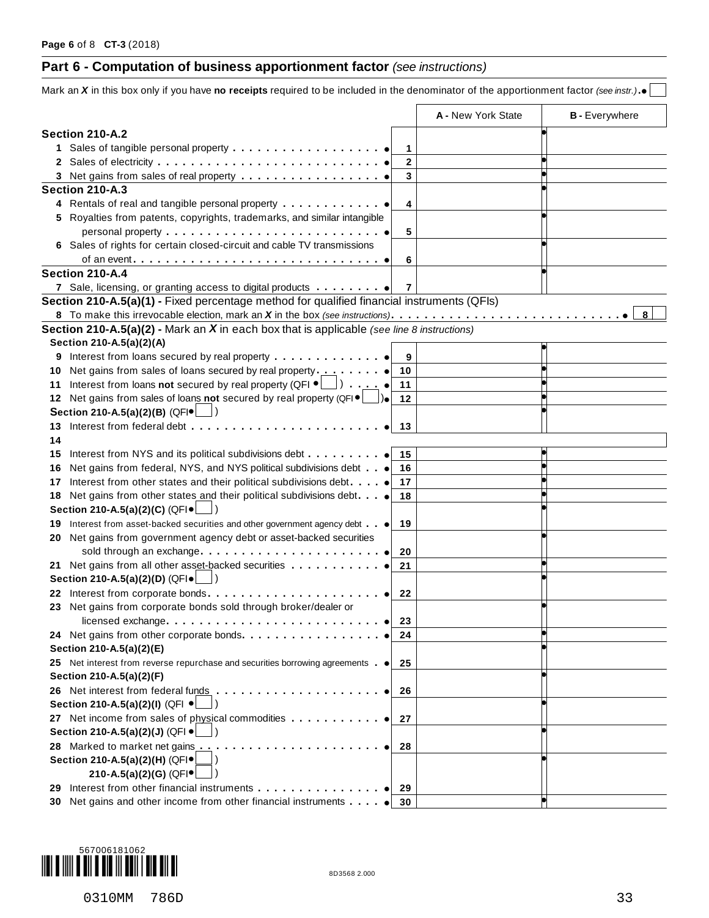## Part 6 - Computation of business apportionment factor *(see instructions)*

Mark an ***X*** in this box only if you have **no receipts** required to be included in the denominator of the apportionment factor *(see instr.)* . ☐

| | | A - New York State | B - Everywhere |
|---|---|---|---|
| **Section 210-A.2** | | | |
| 1 Sales of tangible personal property | 1 | | |
| 2 Sales of electricity | 2 | | |
| 3 Net gains from sales of real property | 3 | | |
| **Section 210-A.3** | | | |
| 4 Rentals of real and tangible personal property | 4 | | |
| 5 Royalties from patents, copyrights, trademarks, and similar intangible personal property | 5 | | |
| 6 Sales of rights for certain closed-circuit and cable TV transmissions of an event | 6 | | |
| **Section 210-A.4** | | | |
| 7 Sale, licensing, or granting access to digital products | 7 | | |

**Section 210-A.5(a)(1) -** Fixed percentage method for qualified financial instruments (QFIs)

8 To make this irrevocable election, mark an ***X*** in the box *(see instructions)* . . . 8 ☐

**Section 210-A.5(a)(2) -** Mark an ***X*** in each box that is applicable *(see line 8 instructions)*

| | | A - New York State | B - Everywhere |
|---|---|---|---|
| **Section 210-A.5(a)(2)(A)** | | | |
| 9 Interest from loans secured by real property | 9 | | |
| 10 Net gains from sales of loans secured by real property | 10 | | |
| 11 Interest from loans **not** secured by real property (QFI ☐) | 11 | | |
| 12 Net gains from sales of loans **not** secured by real property (QFI ☐) | 12 | | |
| **Section 210-A.5(a)(2)(B)** (QFI ☐) | | | |
| 13 Interest from federal debt | 13 | | |
| 14 | | | |
| 15 Interest from NYS and its political subdivisions debt | 15 | | |
| 16 Net gains from federal, NYS, and NYS political subdivisions debt | 16 | | |
| 17 Interest from other states and their political subdivisions debt | 17 | | |
| 18 Net gains from other states and their political subdivisions debt | 18 | | |
| **Section 210-A.5(a)(2)(C)** (QFI ☐) | | | |
| 19 Interest from asset-backed securities and other government agency debt | 19 | | |
| 20 Net gains from government agency debt or asset-backed securities sold through an exchange | 20 | | |
| 21 Net gains from all other asset-backed securities | 21 | | |
| **Section 210-A.5(a)(2)(D)** (QFI ☐) | | | |
| 22 Interest from corporate bonds | 22 | | |
| 23 Net gains from corporate bonds sold through broker/dealer or licensed exchange | 23 | | |
| 24 Net gains from other corporate bonds | 24 | | |
| **Section 210-A.5(a)(2)(E)** | | | |
| 25 Net interest from reverse repurchase and securities borrowing agreements | 25 | | |
| **Section 210-A.5(a)(2)(F)** | | | |
| 26 Net interest from federal funds | 26 | | |
| **Section 210-A.5(a)(2)(I)** (QFI ☐) | | | |
| 27 Net income from sales of physical commodities | 27 | | |
| **Section 210-A.5(a)(2)(J)** (QFI ☐) | | | |
| 28 Marked to market net gains | 28 | | |
| **Section 210-A.5(a)(2)(H)** (QFI ☐) **210-A.5(a)(2)(G)** (QFI ☐) | | | |
| 29 Interest from other financial instruments | 29 | | |
| 30 Net gains and other income from other financial instruments | 30 | | |

567006181062

8D3568 2.000

0310MM 786D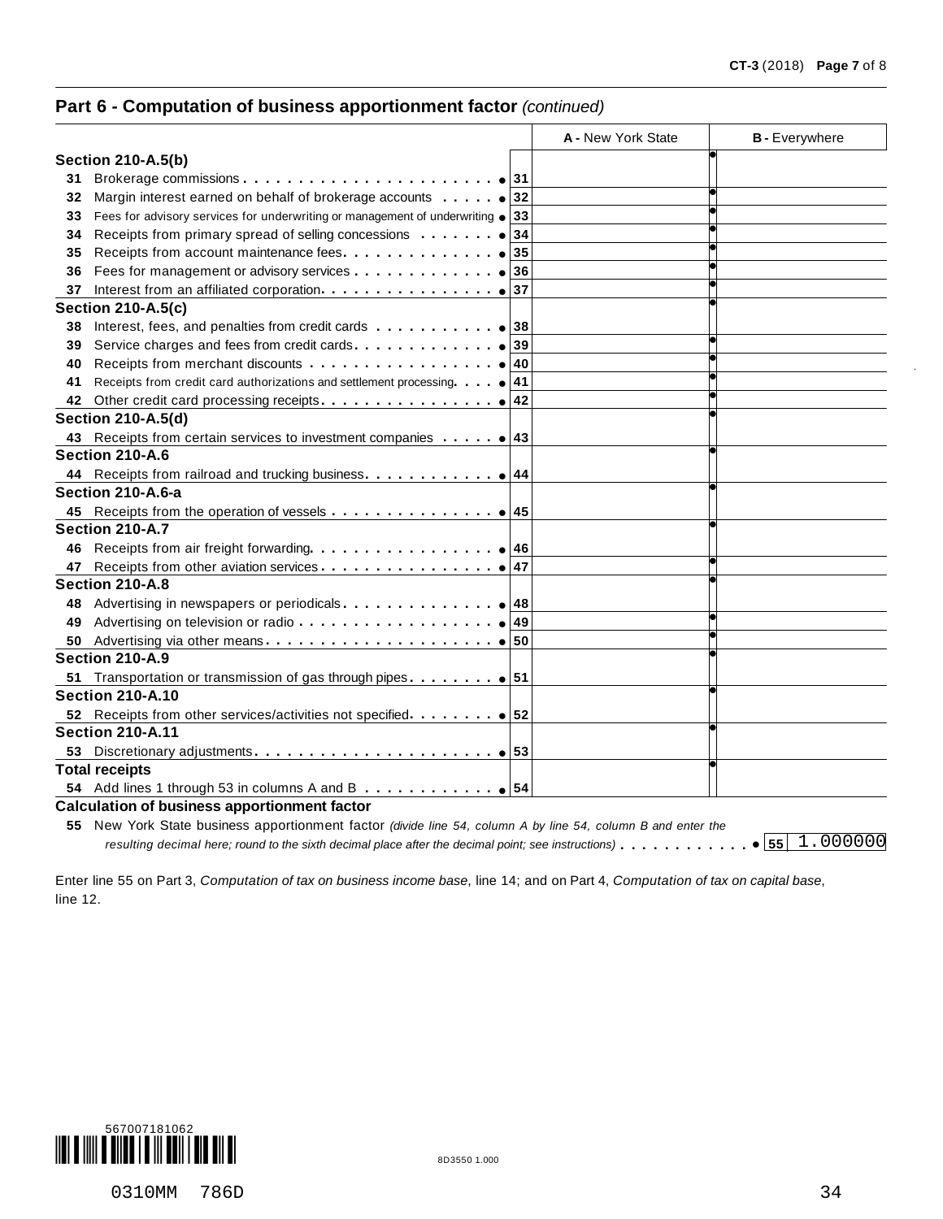## Part 6 - Computation of business apportionment factor *(continued)*

| | | A - New York State | B - Everywhere |
|---|---|---|---|
| **Section 210-A.5(b)** | | | |
| 31 Brokerage commissions | 31 | | |
| 32 Margin interest earned on behalf of brokerage accounts | 32 | | |
| 33 Fees for advisory services for underwriting or management of underwriting | 33 | | |
| 34 Receipts from primary spread of selling concessions | 34 | | |
| 35 Receipts from account maintenance fees | 35 | | |
| 36 Fees for management or advisory services | 36 | | |
| 37 Interest from an affiliated corporation | 37 | | |
| **Section 210-A.5(c)** | | | |
| 38 Interest, fees, and penalties from credit cards | 38 | | |
| 39 Service charges and fees from credit cards | 39 | | |
| 40 Receipts from merchant discounts | 40 | | |
| 41 Receipts from credit card authorizations and settlement processing | 41 | | |
| 42 Other credit card processing receipts | 42 | | |
| **Section 210-A.5(d)** | | | |
| 43 Receipts from certain services to investment companies | 43 | | |
| **Section 210-A.6** | | | |
| 44 Receipts from railroad and trucking business | 44 | | |
| **Section 210-A.6-a** | | | |
| 45 Receipts from the operation of vessels | 45 | | |
| **Section 210-A.7** | | | |
| 46 Receipts from air freight forwarding | 46 | | |
| 47 Receipts from other aviation services | 47 | | |
| **Section 210-A.8** | | | |
| 48 Advertising in newspapers or periodicals | 48 | | |
| 49 Advertising on television or radio | 49 | | |
| 50 Advertising via other means | 50 | | |
| **Section 210-A.9** | | | |
| 51 Transportation or transmission of gas through pipes | 51 | | |
| **Section 210-A.10** | | | |
| 52 Receipts from other services/activities not specified | 52 | | |
| **Section 210-A.11** | | | |
| 53 Discretionary adjustments | 53 | | |
| **Total receipts** | | | |
| 54 Add lines 1 through 53 in columns A and B | 54 | | |

**Calculation of business apportionment factor**

55 New York State business apportionment factor *(divide line 54, column A by line 54, column B and enter the resulting decimal here; round to the sixth decimal place after the decimal point; see instructions)* . . . . . . . . . . . 55 1.000000

Enter line 55 on Part 3, *Computation of tax on business income base*, line 14; and on Part 4, *Computation of tax on capital base*, line 12.

567007181062

8D3550 1.000

0310MM 786D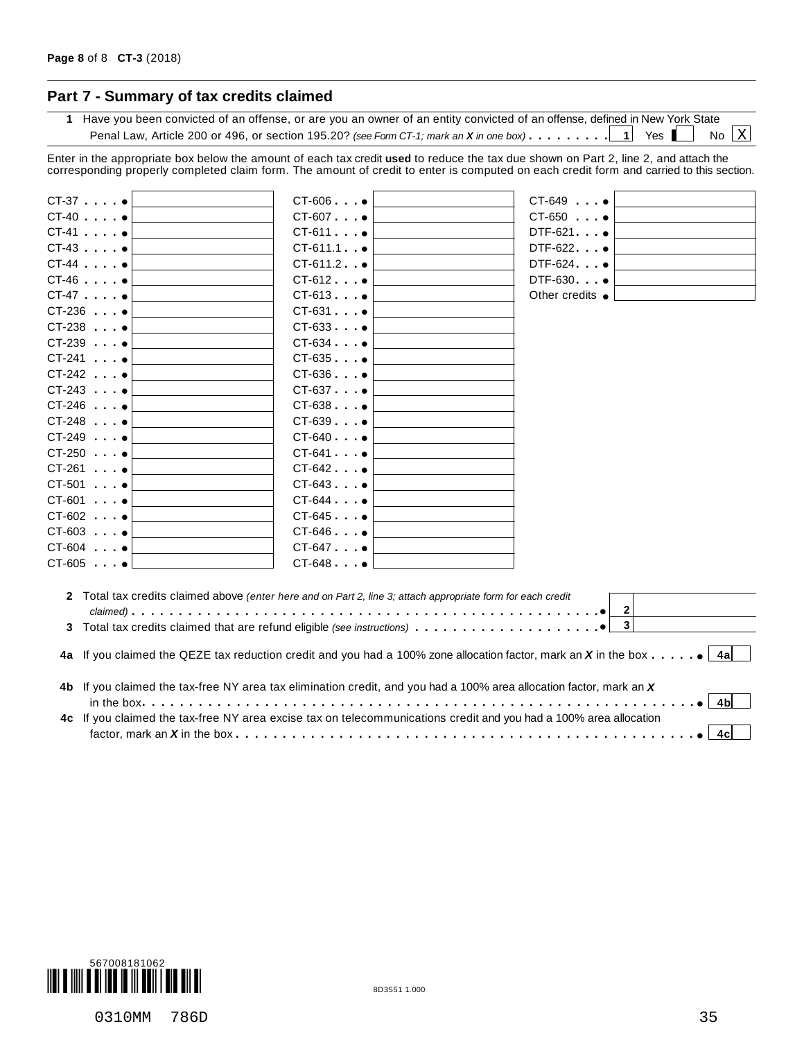## Part 7 - Summary of tax credits claimed

**1** Have you been convicted of an offense, or are you an owner of an entity convicted of an offense, defined in New York State Penal Law, Article 200 or 496, or section 195.20? *(see Form CT-1; mark an X in one box)* . . . . . . . . **1** Yes [ ] No [X]

Enter in the appropriate box below the amount of each tax credit **used** to reduce the tax due shown on Part 2, line 2, and attach the corresponding properly completed claim form. The amount of credit to enter is computed on each credit form and carried to this section.

| Form | Amount | Form | Amount | Form | Amount |
|---|---|---|---|---|---|
| CT-37 | | CT-606 | | CT-649 | |
| CT-40 | | CT-607 | | CT-650 | |
| CT-41 | | CT-611 | | DTF-621 | |
| CT-43 | | CT-611.1 | | DTF-622 | |
| CT-44 | | CT-611.2 | | DTF-624 | |
| CT-46 | | CT-612 | | DTF-630 | |
| CT-47 | | CT-613 | | Other credits | |
| CT-236 | | CT-631 | | | |
| CT-238 | | CT-633 | | | |
| CT-239 | | CT-634 | | | |
| CT-241 | | CT-635 | | | |
| CT-242 | | CT-636 | | | |
| CT-243 | | CT-637 | | | |
| CT-246 | | CT-638 | | | |
| CT-248 | | CT-639 | | | |
| CT-249 | | CT-640 | | | |
| CT-250 | | CT-641 | | | |
| CT-261 | | CT-642 | | | |
| CT-501 | | CT-643 | | | |
| CT-601 | | CT-644 | | | |
| CT-602 | | CT-645 | | | |
| CT-603 | | CT-646 | | | |
| CT-604 | | CT-647 | | | |
| CT-605 | | CT-648 | | | |

**2** Total tax credits claimed above *(enter here and on Part 2, line 3; attach appropriate form for each credit claimed)* . . . . . . . . **2** ______

**3** Total tax credits claimed that are refund eligible *(see instructions)* . . . . . . . . **3** ______

**4a** If you claimed the QEZE tax reduction credit and you had a 100% zone allocation factor, mark an ***X*** in the box . . . . . **4a** [ ]

**4b** If you claimed the tax-free NY area tax elimination credit, and you had a 100% area allocation factor, mark an ***X*** in the box . . . . . . . . **4b** [ ]

**4c** If you claimed the tax-free NY area excise tax on telecommunications credit and you had a 100% area allocation factor, mark an ***X*** in the box . . . . . . . . **4c** [ ]

567008181062

8D3551 1.000

0310MM 786D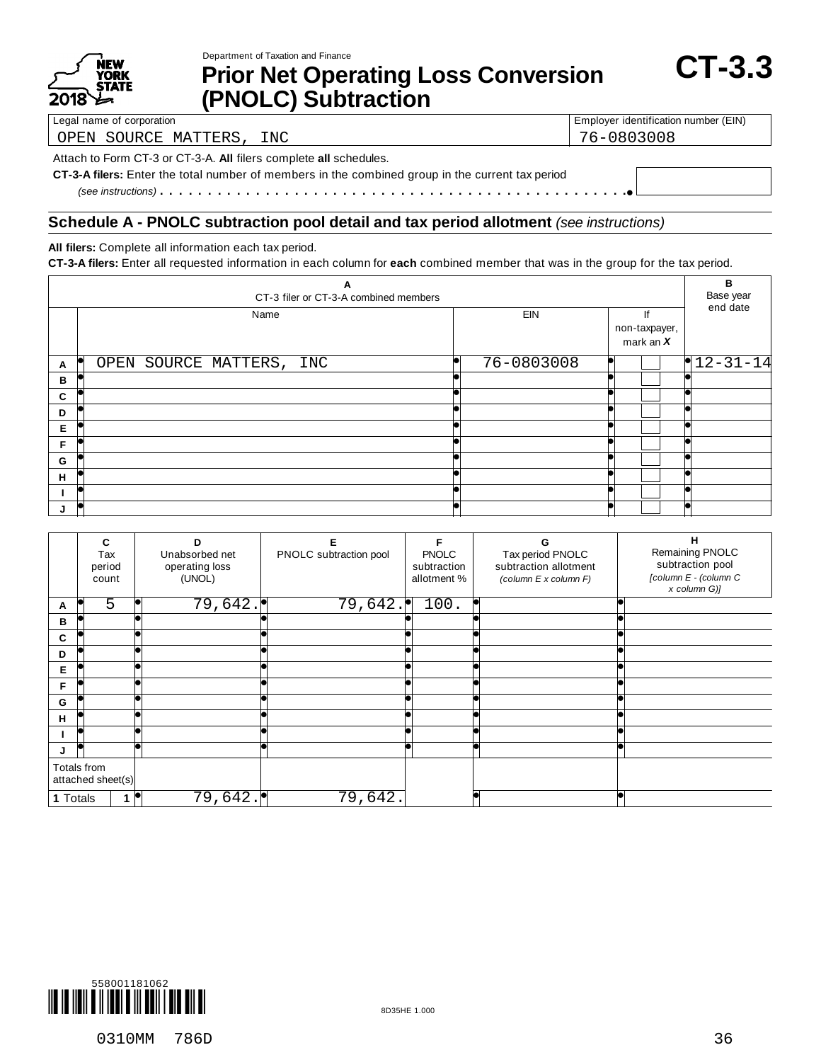New York State Department of Taxation and Finance 2018

# Prior Net Operating Loss Conversion (PNOLC) Subtraction

**CT-3.3**

| Legal name of corporation | Employer identification number (EIN) |
|---|---|
| OPEN SOURCE MATTERS, INC | 76-0803008 |

Attach to Form CT-3 or CT-3-A. **All** filers complete **all** schedules.

**CT-3-A filers:** Enter the total number of members in the combined group in the current tax period *(see instructions)* . . . . . . . . . . . . . . . . . . . . . . . . . . . . . . . . . . . . . . . . . . . . . .

## Schedule A - PNOLC subtraction pool detail and tax period allotment *(see instructions)*

**All filers:** Complete all information each tax period.

**CT-3-A filers:** Enter all requested information in each column for **each** combined member that was in the group for the tax period.

| | A CT-3 filer or CT-3-A combined members | | | B Base year end date |
|---|---|---|---|---|
| | Name | EIN | If non-taxpayer, mark an *X* | |
| A | OPEN SOURCE MATTERS, INC | 76-0803008 | | 12-31-14 |
| B | | | | |
| C | | | | |
| D | | | | |
| E | | | | |
| F | | | | |
| G | | | | |
| H | | | | |
| I | | | | |
| J | | | | |

| | C Tax period count | D Unabsorbed net operating loss (UNOL) | E PNOLC subtraction pool | F PNOLC subtraction allotment % | G Tax period PNOLC subtraction allotment *(column E x column F)* | H Remaining PNOLC subtraction pool *[column E - (column C x column G)]* |
|---|---|---|---|---|---|---|
| A | 5 | 79,642. | 79,642. | 100. | | |
| B | | | | | | |
| C | | | | | | |
| D | | | | | | |
| E | | | | | | |
| F | | | | | | |
| G | | | | | | |
| H | | | | | | |
| I | | | | | | |
| J | | | | | | |
| Totals from attached sheet(s) | | | | | | |
| 1 Totals | 1 | 79,642. | 79,642. | | | |

558001181062

8D35HE 1.000

0310MM 786D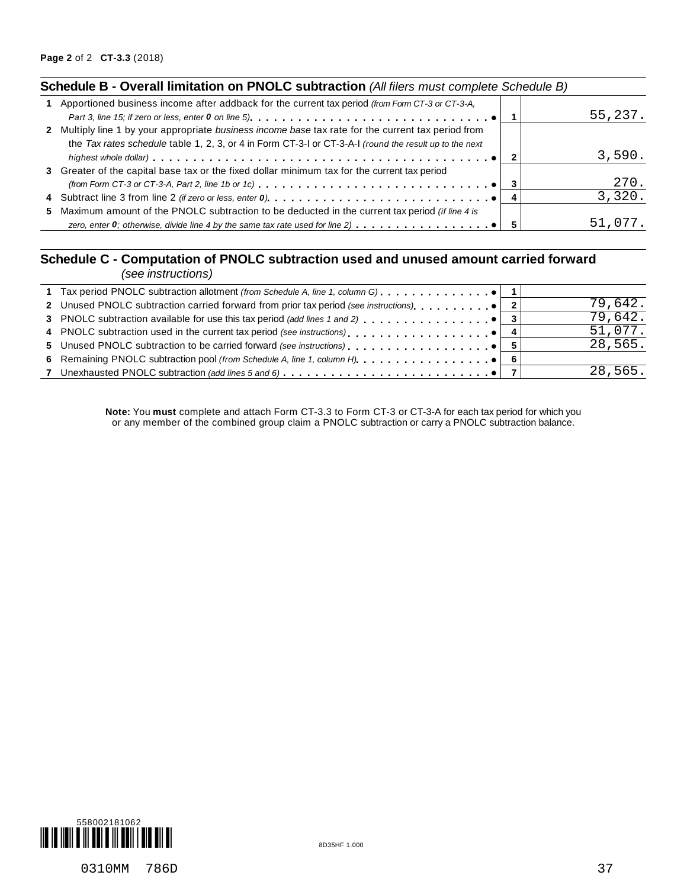## Schedule B - Overall limitation on PNOLC subtraction *(All filers must complete Schedule B)*

| | Description | Line | Amount |
|---|---|---|---|
| 1 | Apportioned business income after addback for the current tax period *(from Form CT-3 or CT-3-A, Part 3, line 15; if zero or less, enter **0** on line 5)* ● | 1 | 55,237. |
| 2 | Multiply line 1 by your appropriate *business income base* tax rate for the current tax period from the *Tax rates schedule* table 1, 2, 3, or 4 in Form CT-3-I or CT-3-A-I *(round the result up to the next highest whole dollar)* ● | 2 | 3,590. |
| 3 | Greater of the capital base tax or the fixed dollar minimum tax for the current tax period *(from Form CT-3 or CT-3-A, Part 2, line 1b or 1c)* ● | 3 | 270. |
| 4 | Subtract line 3 from line 2 *(if zero or less, enter **0**)* ● | 4 | 3,320. |
| 5 | Maximum amount of the PNOLC subtraction to be deducted in the current tax period *(if line 4 is zero, enter **0**; otherwise, divide line 4 by the same tax rate used for line 2)* ● | 5 | 51,077. |

## Schedule C - Computation of PNOLC subtraction used and unused amount carried forward *(see instructions)*

| | Description | Line | Amount |
|---|---|---|---|
| 1 | Tax period PNOLC subtraction allotment *(from Schedule A, line 1, column G)* ● | 1 | |
| 2 | Unused PNOLC subtraction carried forward from prior tax period *(see instructions)* ● | 2 | 79,642. |
| 3 | PNOLC subtraction available for use this tax period *(add lines 1 and 2)* ● | 3 | 79,642. |
| 4 | PNOLC subtraction used in the current tax period *(see instructions)* ● | 4 | 51,077. |
| 5 | Unused PNOLC subtraction to be carried forward *(see instructions)* ● | 5 | 28,565. |
| 6 | Remaining PNOLC subtraction pool *(from Schedule A, line 1, column H)* ● | 6 | |
| 7 | Unexhausted PNOLC subtraction *(add lines 5 and 6)* ● | 7 | 28,565. |

**Note:** You **must** complete and attach Form CT-3.3 to Form CT-3 or CT-3-A for each tax period for which you or any member of the combined group claim a PNOLC subtraction or carry a PNOLC subtraction balance.

558002181062

8D35HF 1.000

0310MM 786D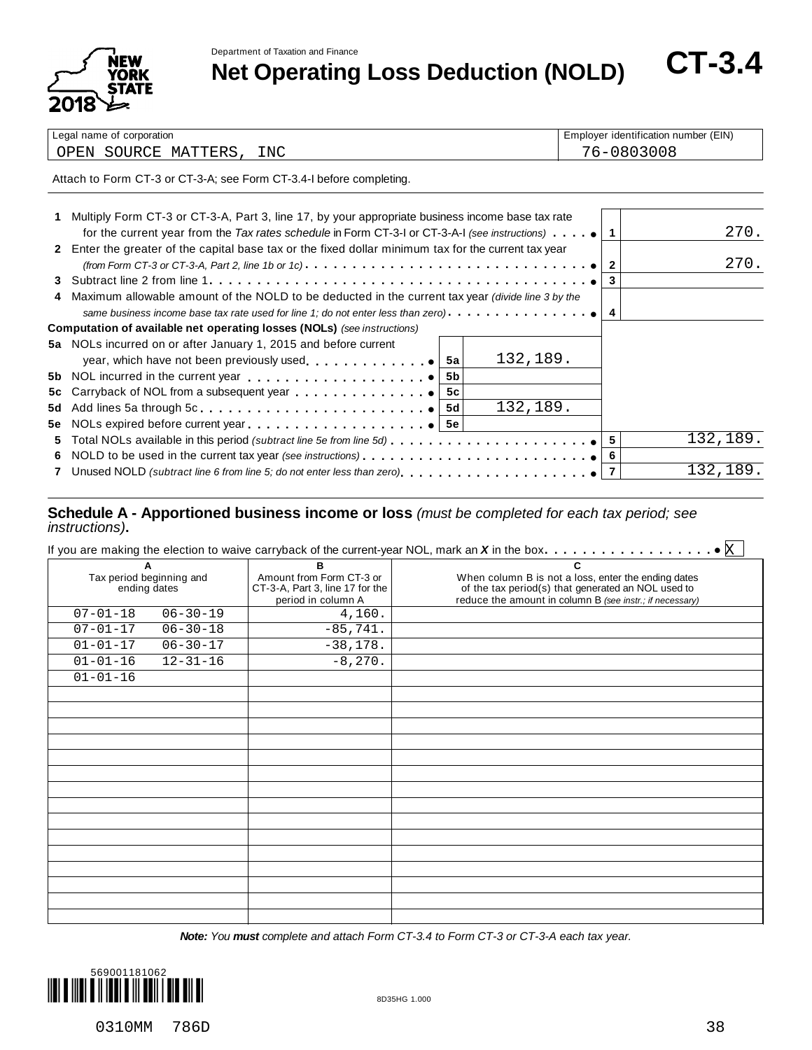Department of Taxation and Finance

# Net Operating Loss Deduction (NOLD)

**CT-3.4**

New York State 2018

| Legal name of corporation | Employer identification number (EIN) |
|---|---|
| OPEN SOURCE MATTERS, INC | 76-0803008 |

Attach to Form CT-3 or CT-3-A; see Form CT-3.4-I before completing.

| Line | Description | | | Box | Amount |
|---|---|---|---|---|---|
| 1 | Multiply Form CT-3 or CT-3-A, Part 3, line 17, by your appropriate business income base tax rate for the current year from the *Tax rates schedule* in Form CT-3-I or CT-3-A-I *(see instructions)* | | | 1 | 270. |
| 2 | Enter the greater of the capital base tax or the fixed dollar minimum tax for the current tax year *(from Form CT-3 or CT-3-A, Part 2, line 1b or 1c)* | | | 2 | 270. |
| 3 | Subtract line 2 from line 1 | | | 3 | |
| 4 | Maximum allowable amount of the NOLD to be deducted in the current tax year *(divide line 3 by the same business income base tax rate used for line 1; do not enter less than zero)* | | | 4 | |
| | **Computation of available net operating losses (NOLs)** *(see instructions)* | | | | |
| 5a | NOLs incurred on or after January 1, 2015 and before current year, which have not been previously used | 5a | 132,189. | | |
| 5b | NOL incurred in the current year | 5b | | | |
| 5c | Carryback of NOL from a subsequent year | 5c | | | |
| 5d | Add lines 5a through 5c | 5d | 132,189. | | |
| 5e | NOLs expired before current year | 5e | | | |
| 5 | Total NOLs available in this period *(subtract line 5e from line 5d)* | | | 5 | 132,189. |
| 6 | NOLD to be used in the current tax year *(see instructions)* | | | 6 | |
| 7 | Unused NOLD *(subtract line 6 from line 5; do not enter less than zero)* | | | 7 | 132,189. |

## Schedule A - Apportioned business income or loss *(must be completed for each tax period; see instructions)*.

If you are making the election to waive carryback of the current-year NOL, mark an ***X*** in the box. X

| A<br>Tax period beginning and ending dates | | B<br>Amount from Form CT-3 or CT-3-A, Part 3, line 17 for the period in column A | C<br>When column B is not a loss, enter the ending dates of the tax period(s) that generated an NOL used to reduce the amount in column B *(see instr.; if necessary)* |
|---|---|---|---|
| 07-01-18 | 06-30-19 | 4,160. | |
| 07-01-17 | 06-30-18 | -85,741. | |
| 01-01-17 | 06-30-17 | -38,178. | |
| 01-01-16 | 12-31-16 | -8,270. | |
| 01-01-16 | | | |
| | | | |
| | | | |
| | | | |
| | | | |
| | | | |
| | | | |
| | | | |
| | | | |
| | | | |
| | | | |
| | | | |
| | | | |
| | | | |
| | | | |
| | | | |

***Note:*** *You* ***must*** *complete and attach Form CT-3.4 to Form CT-3 or CT-3-A each tax year.*

569001181062

8D35HG 1.000

0310MM 786D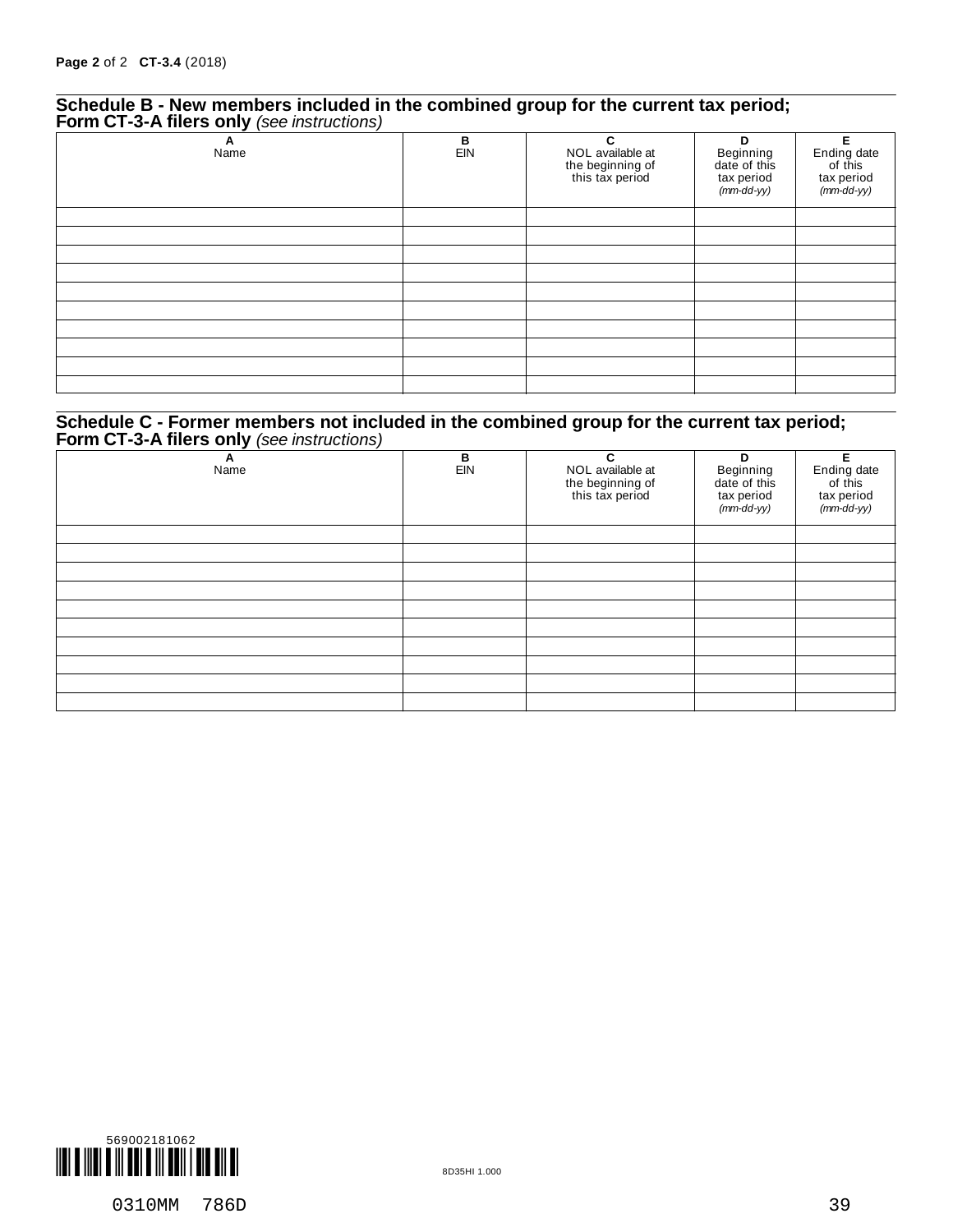## Schedule B - New members included in the combined group for the current tax period; Form CT-3-A filers only *(see instructions)*

| A<br>Name | B<br>EIN | C<br>NOL available at the beginning of this tax period | D<br>Beginning date of this tax period *(mm-dd-yy)* | E<br>Ending date of this tax period *(mm-dd-yy)* |
|---|---|---|---|---|
| | | | | |
| | | | | |
| | | | | |
| | | | | |
| | | | | |
| | | | | |
| | | | | |
| | | | | |
| | | | | |
| | | | | |

## Schedule C - Former members not included in the combined group for the current tax period; Form CT-3-A filers only *(see instructions)*

| A<br>Name | B<br>EIN | C<br>NOL available at the beginning of this tax period | D<br>Beginning date of this tax period *(mm-dd-yy)* | E<br>Ending date of this tax period *(mm-dd-yy)* |
|---|---|---|---|---|
| | | | | |
| | | | | |
| | | | | |
| | | | | |
| | | | | |
| | | | | |
| | | | | |
| | | | | |
| | | | | |
| | | | | |

569002181062

8D35HI 1.000

0310MM 786D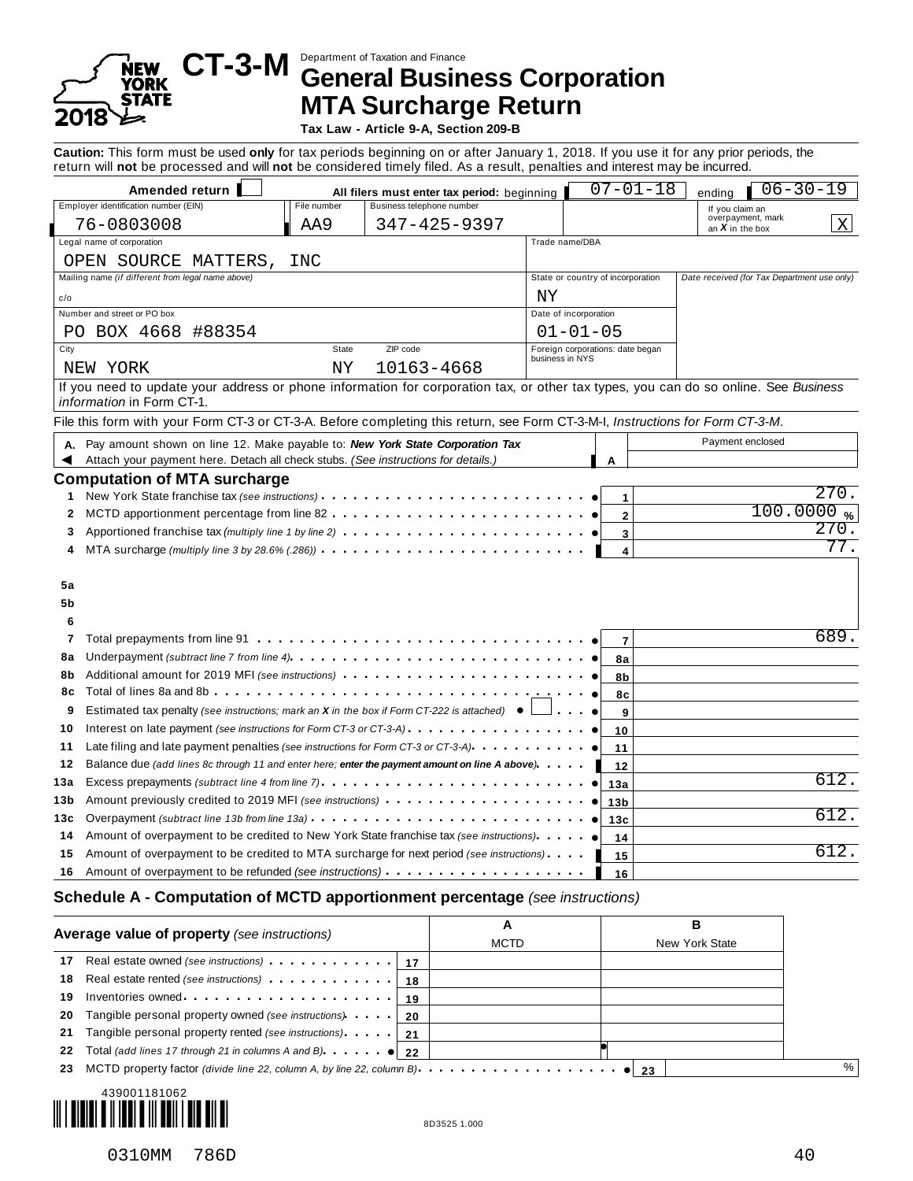# CT-3-M

Department of Taxation and Finance

## General Business Corporation MTA Surcharge Return

**Tax Law - Article 9-A, Section 209-B**

NEW YORK STATE 2018

**Caution:** This form must be used **only** for tax periods beginning on or after January 1, 2018. If you use it for any prior periods, the return will **not** be processed and will **not** be considered timely filed. As a result, penalties and interest may be incurred.

| | | | | | |
|---|---|---|---|---|---|
| **Amended return** ☐ | | **All filers must enter tax period:** beginning | 07-01-18 | ending | 06-30-19 |
| Employer identification number (EIN): 76-0803008 | File number: AA9 | Business telephone number: 347-425-9397 | | If you claim an overpayment, mark an *X* in the box | X |
| Legal name of corporation: OPEN SOURCE MATTERS, INC | | | Trade name/DBA | | |
| Mailing name *(if different from legal name above)*: c/o | | | State or country of incorporation: NY | Date received (for Tax Department use only) | |
| Number and street or PO box: PO BOX 4668 #88354 | | | Date of incorporation: 01-01-05 | | |
| City: NEW YORK | State: NY | ZIP code: 10163-4668 | Foreign corporations: date began business in NYS | | |

If you need to update your address or phone information for corporation tax, or other tax types, you can do so online. See *Business information* in Form CT-1.

File this form with your Form CT-3 or CT-3-A. Before completing this return, see Form CT-3-M-I, *Instructions for Form CT-3-M*.

| | | | Payment enclosed |
|---|---|---|---|
| **A.** | Pay amount shown on line 12. Make payable to: ***New York State Corporation Tax*** Attach your payment here. Detach all check stubs. *(See instructions for details.)* | A | |

## Computation of MTA surcharge

| Line | Description | | Amount |
|---|---|---|---|
| 1 | New York State franchise tax *(see instructions)* | 1 | 270. |
| 2 | MCTD apportionment percentage from line 82 | 2 | 100.0000 % |
| 3 | Apportioned franchise tax *(multiply line 1 by line 2)* | 3 | 270. |
| 4 | MTA surcharge *(multiply line 3 by 28.6% (.286))* | 4 | 77. |
| 5a | | | |
| 5b | | | |
| 6 | | | |
| 7 | Total prepayments from line 91 | 7 | 689. |
| 8a | Underpayment *(subtract line 7 from line 4)* | 8a | |
| 8b | Additional amount for 2019 MFI *(see instructions)* | 8b | |
| 8c | Total of lines 8a and 8b | 8c | |
| 9 | Estimated tax penalty *(see instructions; mark an X in the box if Form CT-222 is attached)* ☐ | 9 | |
| 10 | Interest on late payment *(see instructions for Form CT-3 or CT-3-A)* | 10 | |
| 11 | Late filing and late payment penalties *(see instructions for Form CT-3 or CT-3-A)* | 11 | |
| 12 | Balance due *(add lines 8c through 11 and enter here; **enter the payment amount on line A above**)* | 12 | |
| 13a | Excess prepayments *(subtract line 4 from line 7)* | 13a | 612. |
| 13b | Amount previously credited to 2019 MFI *(see instructions)* | 13b | |
| 13c | Overpayment *(subtract line 13b from line 13a)* | 13c | 612. |
| 14 | Amount of overpayment to be credited to New York State franchise tax *(see instructions)* | 14 | |
| 15 | Amount of overpayment to be credited to MTA surcharge for next period *(see instructions)* | 15 | 612. |
| 16 | Amount of overpayment to be refunded *(see instructions)* | 16 | |

## Schedule A - Computation of MCTD apportionment percentage *(see instructions)*

| Line | **Average value of property** *(see instructions)* | | A MCTD | B New York State |
|---|---|---|---|---|
| 17 | Real estate owned *(see instructions)* | 17 | | |
| 18 | Real estate rented *(see instructions)* | 18 | | |
| 19 | Inventories owned | 19 | | |
| 20 | Tangible personal property owned *(see instructions)* | 20 | | |
| 21 | Tangible personal property rented *(see instructions)* | 21 | | |
| 22 | Total *(add lines 17 through 21 in columns A and B)* | 22 | | |
| 23 | MCTD property factor *(divide line 22, column A, by line 22, column B)* | 23 | | % |

439001181062

8D3525 1.000

0310MM 786D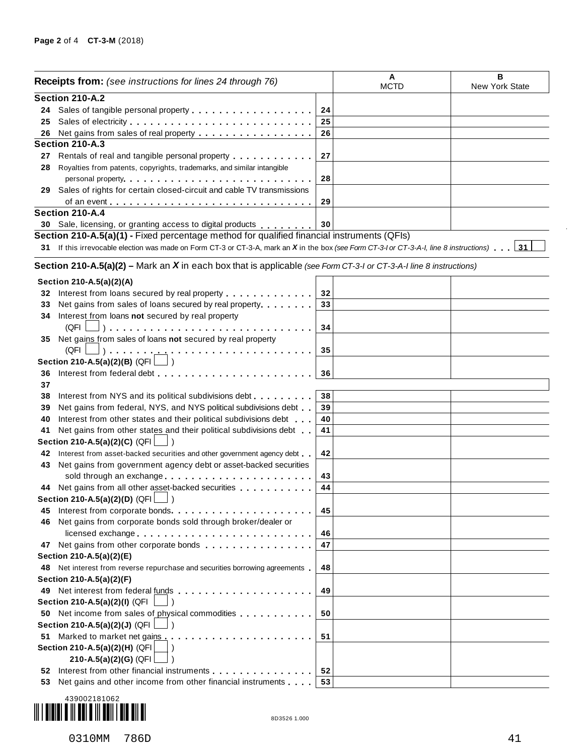| Receipts from: *(see instructions for lines 24 through 76)* | | A MCTD | B New York State |
|---|---|---|---|
| **Section 210-A.2** | | | |
| 24 Sales of tangible personal property | 24 | | |
| 25 Sales of electricity | 25 | | |
| 26 Net gains from sales of real property | 26 | | |
| **Section 210-A.3** | | | |
| 27 Rentals of real and tangible personal property | 27 | | |
| 28 Royalties from patents, copyrights, trademarks, and similar intangible personal property | 28 | | |
| 29 Sales of rights for certain closed-circuit and cable TV transmissions of an event | 29 | | |
| **Section 210-A.4** | | | |
| 30 Sale, licensing, or granting access to digital products | 30 | | |

**Section 210-A.5(a)(1) -** Fixed percentage method for qualified financial instruments (QFIs)

31 If this irrevocable election was made on Form CT-3 or CT-3-A, mark an *X* in the box *(see Form CT-3-I or CT-3-A-I, line 8 instructions)* . . . 31 ☐

**Section 210-A.5(a)(2) –** Mark an *X* in each box that is applicable *(see Form CT-3-I or CT-3-A-I line 8 instructions)*

| | | A MCTD | B New York State |
|---|---|---|---|
| **Section 210-A.5(a)(2)(A)** | | | |
| 32 Interest from loans secured by real property | 32 | | |
| 33 Net gains from sales of loans secured by real property | 33 | | |
| 34 Interest from loans **not** secured by real property (QFI ☐ ) | 34 | | |
| 35 Net gains from sales of loans **not** secured by real property (QFI ☐ ) | 35 | | |
| **Section 210-A.5(a)(2)(B)** (QFI ☐ ) | | | |
| 36 Interest from federal debt | 36 | | |
| 37 | | | |
| 38 Interest from NYS and its political subdivisions debt | 38 | | |
| 39 Net gains from federal, NYS, and NYS political subdivisions debt | 39 | | |
| 40 Interest from other states and their political subdivisions debt | 40 | | |
| 41 Net gains from other states and their political subdivisions debt | 41 | | |
| **Section 210-A.5(a)(2)(C)** (QFI ☐ ) | | | |
| 42 Interest from asset-backed securities and other government agency debt | 42 | | |
| 43 Net gains from government agency debt or asset-backed securities sold through an exchange | 43 | | |
| 44 Net gains from all other asset-backed securities | 44 | | |
| **Section 210-A.5(a)(2)(D)** (QFI ☐ ) | | | |
| 45 Interest from corporate bonds | 45 | | |
| 46 Net gains from corporate bonds sold through broker/dealer or licensed exchange | 46 | | |
| 47 Net gains from other corporate bonds | 47 | | |
| **Section 210-A.5(a)(2)(E)** | | | |
| 48 Net interest from reverse repurchase and securities borrowing agreements | 48 | | |
| **Section 210-A.5(a)(2)(F)** | | | |
| 49 Net interest from federal funds | 49 | | |
| **Section 210-A.5(a)(2)(I)** (QFI ☐ ) | | | |
| 50 Net income from sales of physical commodities | 50 | | |
| **Section 210-A.5(a)(2)(J)** (QFI ☐ ) | | | |
| 51 Marked to market net gains | 51 | | |
| **Section 210-A.5(a)(2)(H)** (QFI ☐ ) **210-A.5(a)(2)(G)** (QFI ☐ ) | | | |
| 52 Interest from other financial instruments | 52 | | |
| 53 Net gains and other income from other financial instruments | 53 | | |

439002181062

8D3526 1.000

0310MM 786D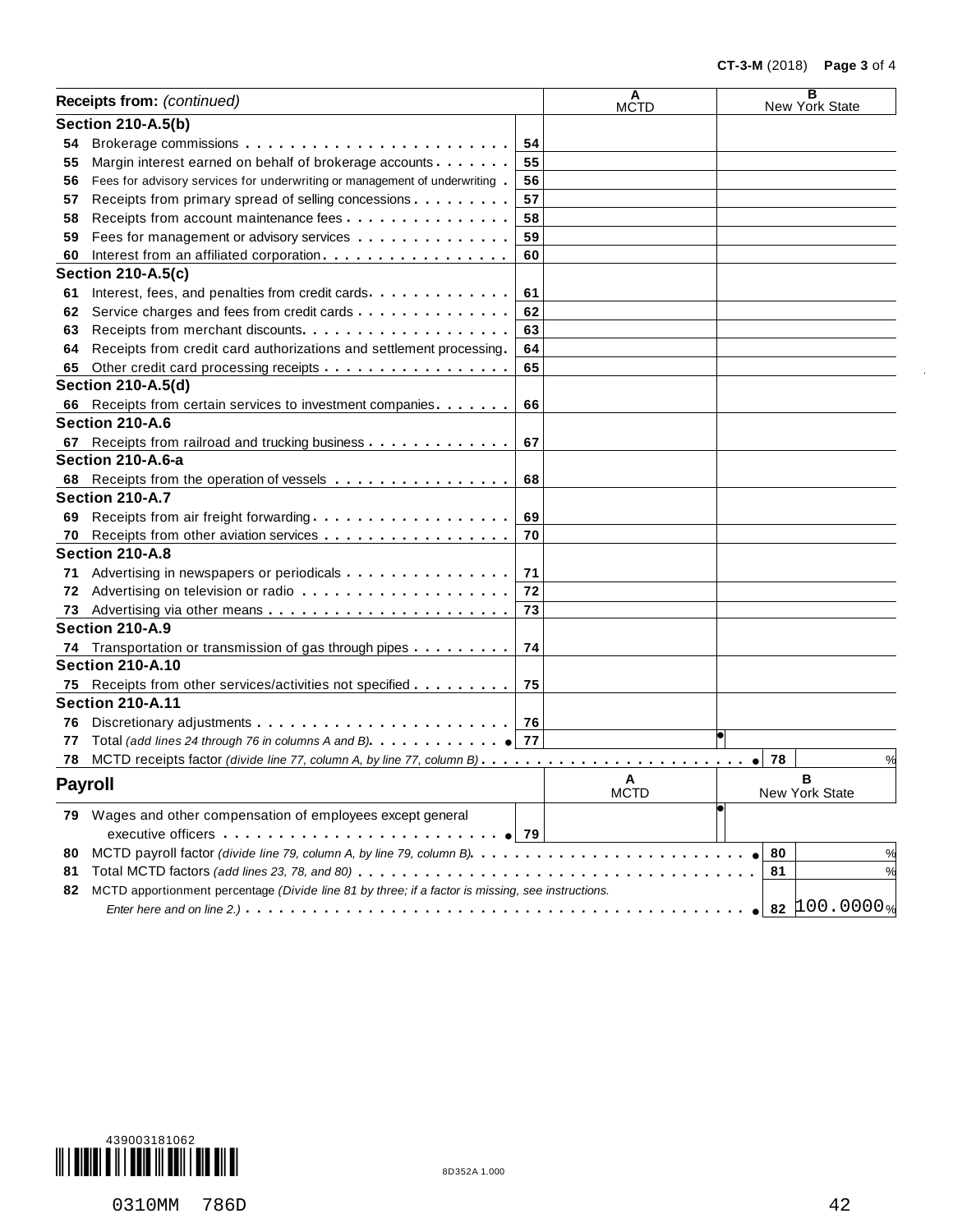| Receipts from: *(continued)* | | A MCTD | B New York State |
|---|---|---|---|
| **Section 210-A.5(b)** | | | |
| 54 Brokerage commissions | 54 | | |
| 55 Margin interest earned on behalf of brokerage accounts | 55 | | |
| 56 Fees for advisory services for underwriting or management of underwriting | 56 | | |
| 57 Receipts from primary spread of selling concessions | 57 | | |
| 58 Receipts from account maintenance fees | 58 | | |
| 59 Fees for management or advisory services | 59 | | |
| 60 Interest from an affiliated corporation | 60 | | |
| **Section 210-A.5(c)** | | | |
| 61 Interest, fees, and penalties from credit cards | 61 | | |
| 62 Service charges and fees from credit cards | 62 | | |
| 63 Receipts from merchant discounts | 63 | | |
| 64 Receipts from credit card authorizations and settlement processing | 64 | | |
| 65 Other credit card processing receipts | 65 | | |
| **Section 210-A.5(d)** | | | |
| 66 Receipts from certain services to investment companies | 66 | | |
| **Section 210-A.6** | | | |
| 67 Receipts from railroad and trucking business | 67 | | |
| **Section 210-A.6-a** | | | |
| 68 Receipts from the operation of vessels | 68 | | |
| **Section 210-A.7** | | | |
| 69 Receipts from air freight forwarding | 69 | | |
| 70 Receipts from other aviation services | 70 | | |
| **Section 210-A.8** | | | |
| 71 Advertising in newspapers or periodicals | 71 | | |
| 72 Advertising on television or radio | 72 | | |
| 73 Advertising via other means | 73 | | |
| **Section 210-A.9** | | | |
| 74 Transportation or transmission of gas through pipes | 74 | | |
| **Section 210-A.10** | | | |
| 75 Receipts from other services/activities not specified | 75 | | |
| **Section 210-A.11** | | | |
| 76 Discretionary adjustments | 76 | | |
| 77 Total *(add lines 24 through 76 in columns A and B)* | 77 | | |

78 MCTD receipts factor *(divide line 77, column A, by line 77, column B)* ..... 78 ______ %

| **Payroll** | | A MCTD | B New York State |
|---|---|---|---|
| 79 Wages and other compensation of employees except general executive officers | 79 | | |

| | | |
|---|---|---|
| 80 MCTD payroll factor *(divide line 79, column A, by line 79, column B)* | 80 | % |
| 81 Total MCTD factors *(add lines 23, 78, and 80)* | 81 | % |
| 82 MCTD apportionment percentage *(Divide line 81 by three; if a factor is missing, see instructions. Enter here and on line 2.)* | 82 | 100.0000 % |

439003181062

8D352A 1.000

0310MM 786D 42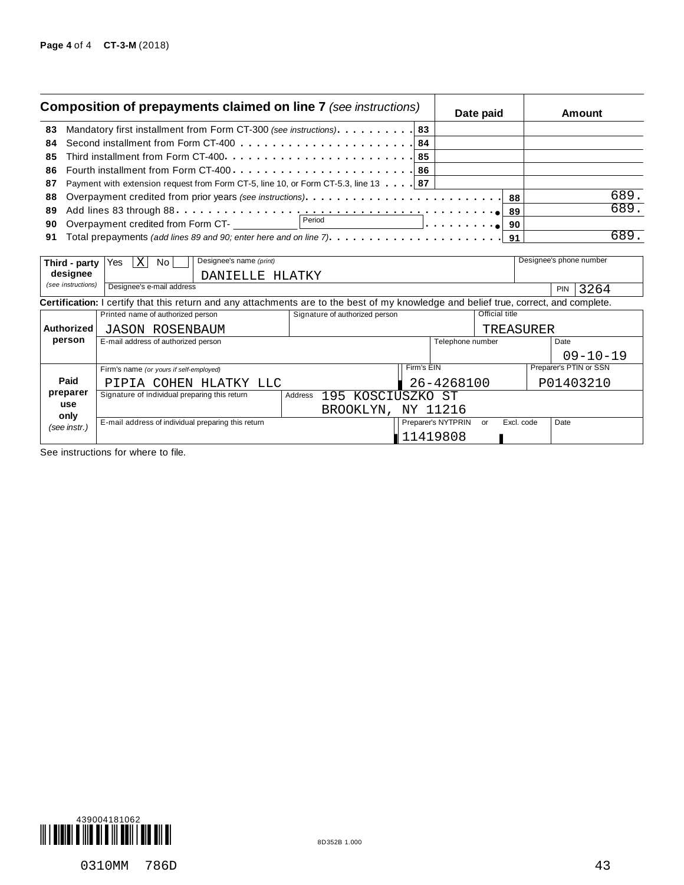## Composition of prepayments claimed on line 7 *(see instructions)*

| | | | Date paid | Amount |
|---|---|---|---|---|
| 83 | Mandatory first installment from Form CT-300 *(see instructions)* | 83 | | |
| 84 | Second installment from Form CT-400 | 84 | | |
| 85 | Third installment from Form CT-400 | 85 | | |
| 86 | Fourth installment from Form CT-400 | 86 | | |
| 87 | Payment with extension request from Form CT-5, line 10, or Form CT-5.3, line 13 | 87 | | |
| 88 | Overpayment credited from prior years *(see instructions)* | 88 | | 689. |
| 89 | Add lines 83 through 88 | 89 | | 689. |
| 90 | Overpayment credited from Form CT- ______ Period | 90 | | |
| 91 | Total prepayments *(add lines 89 and 90; enter here and on line 7)* | 91 | | 689. |

| | | | |
|---|---|---|---|
| **Third - party designee** *(see instructions)* | Yes X No | Designee's name *(print)* DANIELLE HLATKY | Designee's phone number |
| | Designee's e-mail address | | PIN 3264 |

**Certification:** I certify that this return and any attachments are to the best of my knowledge and belief true, correct, and complete.

| | | | | |
|---|---|---|---|---|
| **Authorized person** | Printed name of authorized person: JASON ROSENBAUM | Signature of authorized person | Official title: TREASURER | |
| | E-mail address of authorized person | Telephone number | Date: 09-10-19 | |
| **Paid preparer use only** *(see instr.)* | Firm's name *(or yours if self-employed)*: PIPIA COHEN HLATKY LLC | Firm's EIN: 26-4268100 | Preparer's PTIN or SSN: P01403210 | |
| | Signature of individual preparing this return | Address: 195 KOSCIUSZKO ST BROOKLYN, NY 11216 | | |
| | E-mail address of individual preparing this return | Preparer's NYTPRIN: 11419808 | or Excl. code | Date |

See instructions for where to file.

439004181062

8D352B 1.000

0310MM 786D